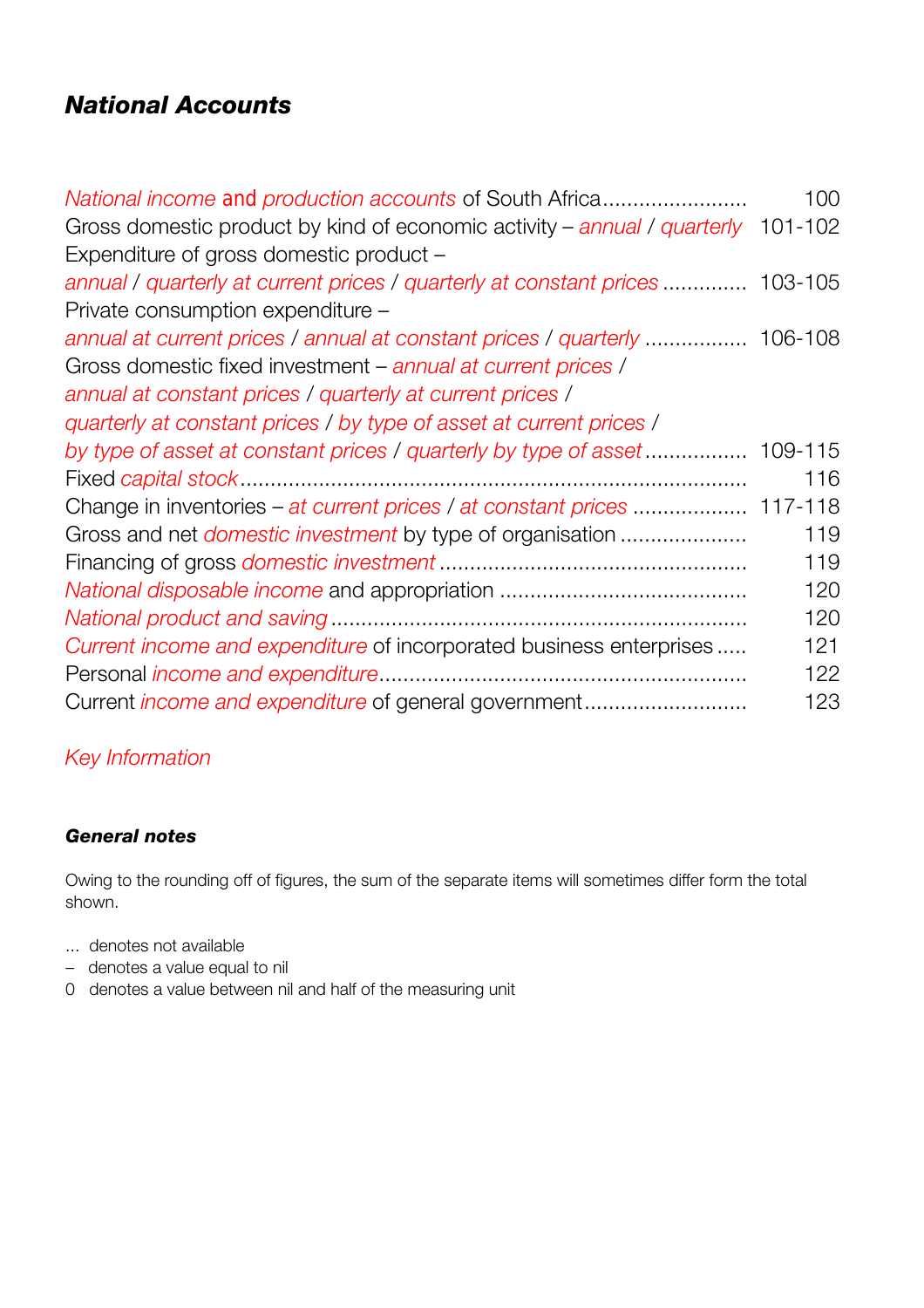## *National Accounts*

| | |
|---|---|
| *National income* and *production accounts* of South Africa | 100 |
| Gross domestic product by kind of economic activity – *annual* / *quarterly* | 101-102 |
| Expenditure of gross domestic product – *annual* / *quarterly at current prices* / *quarterly at constant prices* | 103-105 |
| Private consumption expenditure – *annual at current prices* / *annual at constant prices* / *quarterly* | 106-108 |
| Gross domestic fixed investment – *annual at current prices* / *annual at constant prices* / *quarterly at current prices* / *quarterly at constant prices* / *by type of asset at current prices* / *by type of asset at constant prices* / *quarterly by type of asset* | 109-115 |
| Fixed *capital stock* | 116 |
| Change in inventories – *at current prices* / *at constant prices* | 117-118 |
| Gross and net *domestic investment* by type of organisation | 119 |
| Financing of gross *domestic investment* | 119 |
| *National disposable income* and appropriation | 120 |
| *National product and saving* | 120 |
| *Current income and expenditure* of incorporated business enterprises | 121 |
| Personal *income and expenditure* | 122 |
| Current *income and expenditure* of general government | 123 |

*Key Information*

#### ***General notes***

Owing to the rounding off of figures, the sum of the separate items will sometimes differ form the total shown.

... denotes not available
– denotes a value equal to nil
0 denotes a value between nil and half of the measuring unit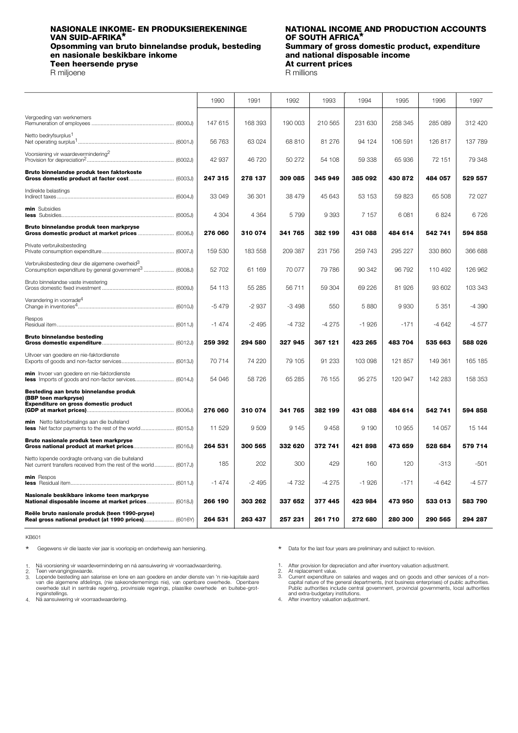**NASIONALE INKOME- EN PRODUKSIEREKENINGE VAN SUID-AFRIKA***
**Opsomming van bruto binnelandse produk, besteding en nasionale beskikbare inkome**
**Teen heersende pryse**
R miljoene

**NATIONAL INCOME AND PRODUCTION ACCOUNTS OF SOUTH AFRICA***
**Summary of gross domestic product, expenditure and national disposable income**
**At current prices**
R millions

| | 1990 | 1991 | 1992 | 1993 | 1994 | 1995 | 1996 | 1997 |
|---|---|---|---|---|---|---|---|---|
| Vergoeding van werknemers<br>Remuneration of employees (6000J) | 147 615 | 168 393 | 190 003 | 210 565 | 231 630 | 258 345 | 285 089 | 312 420 |
| Netto bedryfsurplus[1]<br>Net operating surplus[1] (6001J) | 56 763 | 63 024 | 68 810 | 81 276 | 94 124 | 106 591 | 126 817 | 137 789 |
| Voorsiening vir waardevermindering[2]<br>Provision for depreciation[2] (6002J) | 42 937 | 46 720 | 50 272 | 54 108 | 59 338 | 65 936 | 72 151 | 79 348 |
| **Bruto binnelandse produk teen faktorkoste**<br>**Gross domestic product at factor cost** (6003J) | **247 315** | **278 137** | **309 085** | **345 949** | **385 092** | **430 872** | **484 057** | **529 557** |
| Indirekte belastings<br>Indirect taxes (6004J) | 33 049 | 36 301 | 38 479 | 45 643 | 53 153 | 59 823 | 65 508 | 72 027 |
| **min** Subsidies<br>**less** Subsidies (6005J) | 4 304 | 4 364 | 5 799 | 9 393 | 7 157 | 6 081 | 6 824 | 6 726 |
| **Bruto binnelandse produk teen markpryse**<br>**Gross domestic product at market prices** (6006J) | **276 060** | **310 074** | **341 765** | **382 199** | **431 088** | **484 614** | **542 741** | **594 858** |
| Private verbruiksbesteding<br>Private consumption expenditure (6007J) | 159 530 | 183 558 | 209 387 | 231 756 | 259 743 | 295 227 | 330 860 | 366 688 |
| Verbruiksbesteding deur die algemene owerheid[3]<br>Consumption expenditure by general government[3] (6008J) | 52 702 | 61 169 | 70 077 | 79 786 | 90 342 | 96 792 | 110 492 | 126 962 |
| Bruto binnelandse vaste investering<br>Gross domestic fixed investment (6009J) | 54 113 | 55 285 | 56 711 | 59 304 | 69 226 | 81 926 | 93 602 | 103 343 |
| Verandering in voorrade[4]<br>Change in inventories[4] (6010J) | -5 479 | -2 937 | -3 498 | 550 | 5 880 | 9 930 | 5 351 | -4 390 |
| Respos<br>Residual item (6011J) | -1 474 | -2 495 | -4 732 | -4 275 | -1 926 | -171 | -4 642 | -4 577 |
| **Bruto binnelandse besteding**<br>**Gross domestic expenditure** (6012J) | **259 392** | **294 580** | **327 945** | **367 121** | **423 265** | **483 704** | **535 663** | **588 026** |
| Uitvoer van goedere en nie-faktordienste<br>Exports of goods and non-factor services (6013J) | 70 714 | 74 220 | 79 105 | 91 233 | 103 098 | 121 857 | 149 361 | 165 185 |
| **min** Invoer van goedere en nie-faktordienste<br>**less** Imports of goods and non-factor services (6014J) | 54 046 | 58 726 | 65 285 | 76 155 | 95 275 | 120 947 | 142 283 | 158 353 |
| **Besteding aan bruto binnelandse produk (BBP teen markpryse)**<br>**Expenditure on gross domestic product (GDP at market prices)** (6006J) | **276 060** | **310 074** | **341 765** | **382 199** | **431 088** | **484 614** | **542 741** | **594 858** |
| **min** Netto faktorbetalings aan die buiteland<br>**less** Net factor payments to the rest of the world (6015J) | 11 529 | 9 509 | 9 145 | 9 458 | 9 190 | 10 955 | 14 057 | 15 144 |
| **Bruto nasionale produk teen markpryse**<br>**Gross national product at market prices** (6016J) | **264 531** | **300 565** | **332 620** | **372 741** | **421 898** | **473 659** | **528 684** | **579 714** |
| Netto lopende oordragte ontvang van die buiteland<br>Net current transfers received from the rest of the world (6017J) | 185 | 202 | 300 | 429 | 160 | 120 | -313 | -501 |
| **min** Respos<br>**less** Residual item (6011J) | -1 474 | -2 495 | -4 732 | -4 275 | -1 926 | -171 | -4 642 | -4 577 |
| **Nasionale beskikbare inkome teen markpryse**<br>**National disposable income at market prices** (6018J) | **266 190** | **303 262** | **337 652** | **377 445** | **423 984** | **473 950** | **533 013** | **583 790** |
| **Reële bruto nasionale produk (teen 1990-pryse)**<br>**Real gross national product (at 1990 prices)** (6016Y) | **264 531** | **263 437** | **257 231** | **261 710** | **272 680** | **280 300** | **290 565** | **294 287** |

KB601

\* Gegewens vir die laaste vier jaar is voorlopig en onderhewig aan hersiening.

1. Ná voorsiening vir waardevermindering en ná aansuiwering vir voorraadwaardering.
2. Teen vervangingswaarde.
3. Lopende besteding aan salarisse en lone en aan goedere en ander dienste van 'n nie-kapitale aard van die algemene afdelings, (nie sakeondernemings nie), van openbare owerhede. Openbare owerhede sluit in sentrale regering, provinsiale regerings, plaaslike owerhede en buitebe-grotingsinstellings.
4. Ná aansuiwering vir voorraadwaardering.

\* Data for the last four years are preliminary and subject to revision.

1. After provision for depreciation and after inventory valuation adjustment.
2. At replacement value.
3. Current expenditure on salaries and wages and on goods and other services of a non-capital nature of the general departments, (not business enterprises) of public authorities. Public authorities include central government, provincial governments, local authorities and extra-budgetary institutions.
4. After inventory valuation adjustment.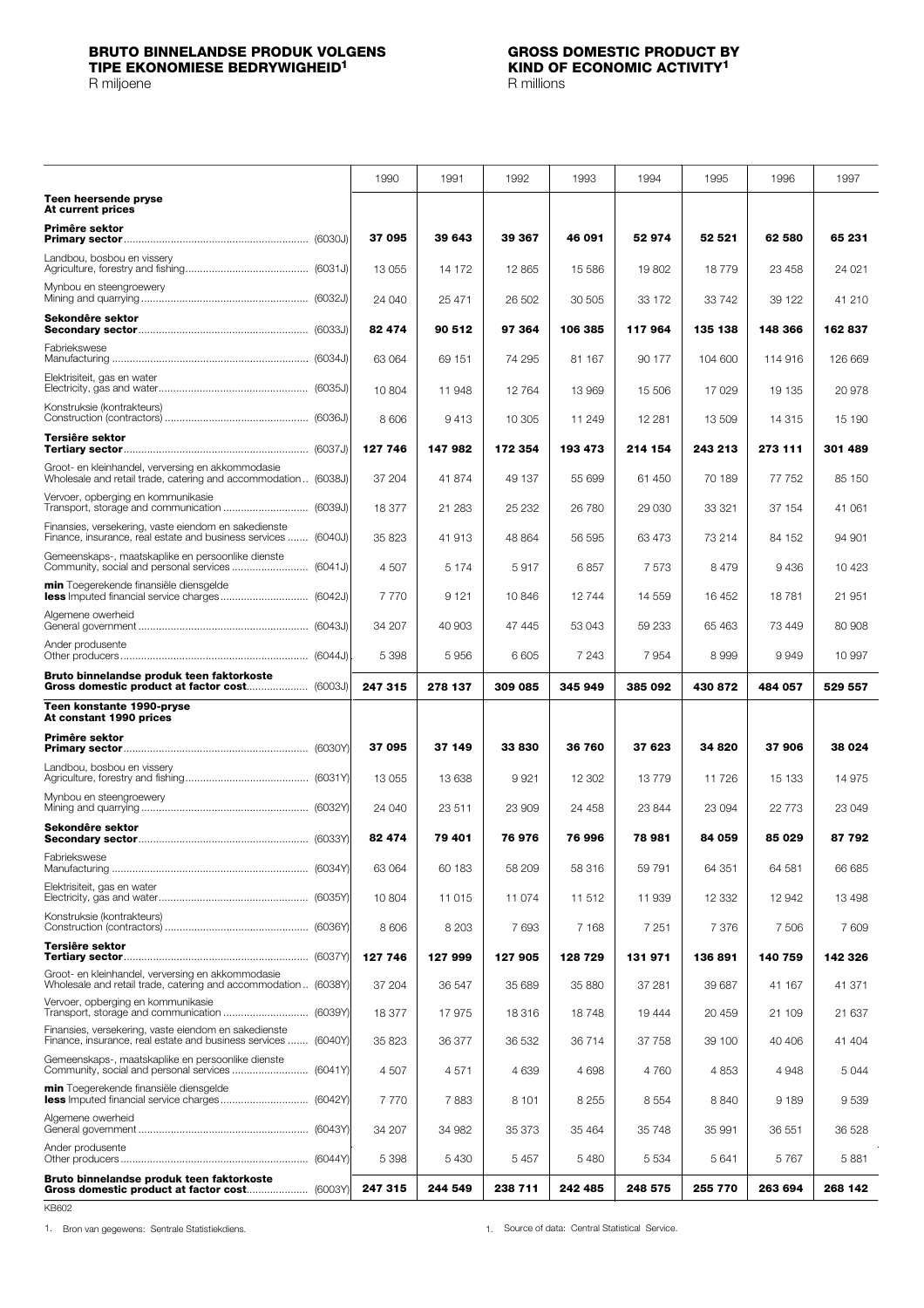## BRUTO BINNELANDSE PRODUK VOLGENS TIPE EKONOMIESE BEDRYWIGHEID[1]

R miljoene

## GROSS DOMESTIC PRODUCT BY KIND OF ECONOMIC ACTIVITY[1]

R millions

| | | 1990 | 1991 | 1992 | 1993 | 1994 | 1995 | 1996 | 1997 |
|---|---|---|---|---|---|---|---|---|---|
| **Teen heersende pryse / At current prices** | | | | | | | | | |
| **Primêre sektor / Primary sector** | (6030J) | **37 095** | **39 643** | **39 367** | **46 091** | **52 974** | **52 521** | **62 580** | **65 231** |
| Landbou, bosbou en vissery / Agriculture, forestry and fishing | (6031J) | 13 055 | 14 172 | 12 865 | 15 586 | 19 802 | 18 779 | 23 458 | 24 021 |
| Mynbou en steengroewery / Mining and quarrying | (6032J) | 24 040 | 25 471 | 26 502 | 30 505 | 33 172 | 33 742 | 39 122 | 41 210 |
| **Sekondêre sektor / Secondary sector** | (6033J) | **82 474** | **90 512** | **97 364** | **106 385** | **117 964** | **135 138** | **148 366** | **162 837** |
| Fabriekswese / Manufacturing | (6034J) | 63 064 | 69 151 | 74 295 | 81 167 | 90 177 | 104 600 | 114 916 | 126 669 |
| Elektrisiteit, gas en water / Electricity, gas and water | (6035J) | 10 804 | 11 948 | 12 764 | 13 969 | 15 506 | 17 029 | 19 135 | 20 978 |
| Konstruksie (kontrakteurs) / Construction (contractors) | (6036J) | 8 606 | 9 413 | 10 305 | 11 249 | 12 281 | 13 509 | 14 315 | 15 190 |
| **Tersiêre sektor / Tertiary sector** | (6037J) | **127 746** | **147 982** | **172 354** | **193 473** | **214 154** | **243 213** | **273 111** | **301 489** |
| Groot- en kleinhandel, verversing en akkommodasie / Wholesale and retail trade, catering and accommodation | (6038J) | 37 204 | 41 874 | 49 137 | 55 699 | 61 450 | 70 189 | 77 752 | 85 150 |
| Vervoer, opberging en kommunikasie / Transport, storage and communication | (6039J) | 18 377 | 21 283 | 25 232 | 26 780 | 29 030 | 33 321 | 37 154 | 41 061 |
| Finansies, versekering, vaste eiendom en sakedienste / Finance, insurance, real estate and business services | (6040J) | 35 823 | 41 913 | 48 864 | 56 595 | 63 473 | 73 214 | 84 152 | 94 901 |
| Gemeenskaps-, maatskaplike en persoonlike dienste / Community, social and personal services | (6041J) | 4 507 | 5 174 | 5 917 | 6 857 | 7 573 | 8 479 | 9 436 | 10 423 |
| **min** Toegerekende finansiële diensgelde / **less** Imputed financial service charges | (6042J) | 7 770 | 9 121 | 10 846 | 12 744 | 14 559 | 16 452 | 18 781 | 21 951 |
| Algemene owerheid / General government | (6043J) | 34 207 | 40 903 | 47 445 | 53 043 | 59 233 | 65 463 | 73 449 | 80 908 |
| Ander produsente / Other producers | (6044J) | 5 398 | 5 956 | 6 605 | 7 243 | 7 954 | 8 999 | 9 949 | 10 997 |
| **Bruto binnelandse produk teen faktorkoste / Gross domestic product at factor cost** | (6003J) | **247 315** | **278 137** | **309 085** | **345 949** | **385 092** | **430 872** | **484 057** | **529 557** |
| **Teen konstante 1990-pryse / At constant 1990 prices** | | | | | | | | | |
| **Primêre sektor / Primary sector** | (6030Y) | **37 095** | **37 149** | **33 830** | **36 760** | **37 623** | **34 820** | **37 906** | **38 024** |
| Landbou, bosbou en vissery / Agriculture, forestry and fishing | (6031Y) | 13 055 | 13 638 | 9 921 | 12 302 | 13 779 | 11 726 | 15 133 | 14 975 |
| Mynbou en steengroewery / Mining and quarrying | (6032Y) | 24 040 | 23 511 | 23 909 | 24 458 | 23 844 | 23 094 | 22 773 | 23 049 |
| **Sekondêre sektor / Secondary sector** | (6033Y) | **82 474** | **79 401** | **76 976** | **76 996** | **78 981** | **84 059** | **85 029** | **87 792** |
| Fabriekswese / Manufacturing | (6034Y) | 63 064 | 60 183 | 58 209 | 58 316 | 59 791 | 64 351 | 64 581 | 66 685 |
| Elektrisiteit, gas en water / Electricity, gas and water | (6035Y) | 10 804 | 11 015 | 11 074 | 11 512 | 11 939 | 12 332 | 12 942 | 13 498 |
| Konstruksie (kontrakteurs) / Construction (contractors) | (6036Y) | 8 606 | 8 203 | 7 693 | 7 168 | 7 251 | 7 376 | 7 506 | 7 609 |
| **Tersiêre sektor / Tertiary sector** | (6037Y) | **127 746** | **127 999** | **127 905** | **128 729** | **131 971** | **136 891** | **140 759** | **142 326** |
| Groot- en kleinhandel, verversing en akkommodasie / Wholesale and retail trade, catering and accommodation | (6038Y) | 37 204 | 36 547 | 35 689 | 35 880 | 37 281 | 39 687 | 41 167 | 41 371 |
| Vervoer, opberging en kommunikasie / Transport, storage and communication | (6039Y) | 18 377 | 17 975 | 18 316 | 18 748 | 19 444 | 20 459 | 21 109 | 21 637 |
| Finansies, versekering, vaste eiendom en sakedienste / Finance, insurance, real estate and business services | (6040Y) | 35 823 | 36 377 | 36 532 | 36 714 | 37 758 | 39 100 | 40 406 | 41 404 |
| Gemeenskaps-, maatskaplike en persoonlike dienste / Community, social and personal services | (6041Y) | 4 507 | 4 571 | 4 639 | 4 698 | 4 760 | 4 853 | 4 948 | 5 044 |
| **min** Toegerekende finansiële diensgelde / **less** Imputed financial service charges | (6042Y) | 7 770 | 7 883 | 8 101 | 8 255 | 8 554 | 8 840 | 9 189 | 9 539 |
| Algemene owerheid / General government | (6043Y) | 34 207 | 34 982 | 35 373 | 35 464 | 35 748 | 35 991 | 36 551 | 36 528 |
| Ander produsente / Other producers | (6044Y) | 5 398 | 5 430 | 5 457 | 5 480 | 5 534 | 5 641 | 5 767 | 5 881 |
| **Bruto binnelandse produk teen faktorkoste / Gross domestic product at factor cost** | (6003Y) | **247 315** | **244 549** | **238 711** | **242 485** | **248 575** | **255 770** | **263 694** | **268 142** |

KB602

1. Bron van gegewens: Sentrale Statistiekdiens.

1. Source of data: Central Statistical Service.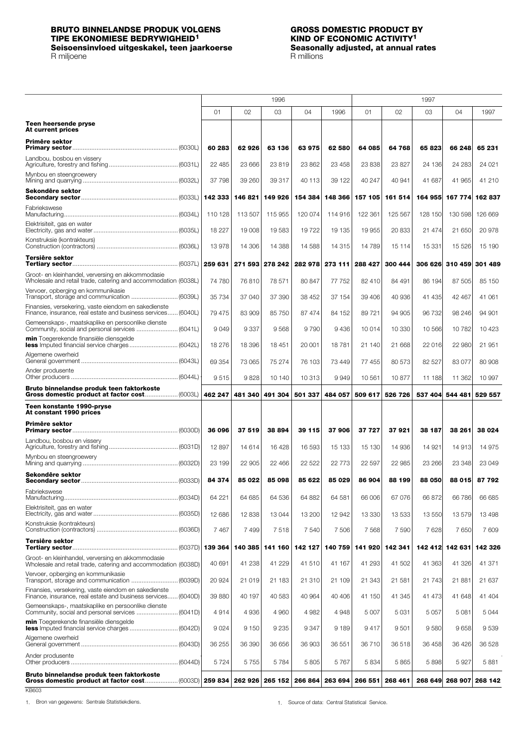**BRUTO BINNELANDSE PRODUK VOLGENS TIPE EKONOMIESE BEDRYWIGHEID[1]**
**Seisoensinvloed uitgeskakel, teen jaarkoerse**
R miljoene

**GROSS DOMESTIC PRODUCT BY KIND OF ECONOMIC ACTIVITY[1]**
**Seasonally adjusted, at annual rates**
R millions

| | 1996 | | | | | 1997 | | | | |
|---|---|---|---|---|---|---|---|---|---|---|
| | 01 | 02 | 03 | 04 | 1996 | 01 | 02 | 03 | 04 | 1997 |
| **Teen heersende pryse / At current prices** | | | | | | | | | | |
| **Primêre sektor / Primary sector** (6030L) | **60 283** | **62 926** | **63 136** | **63 975** | **62 580** | **64 085** | **64 768** | **65 823** | **66 248** | **65 231** |
| Landbou, bosbou en vissery / Agriculture, forestry and fishing (6031L) | 22 485 | 23 666 | 23 819 | 23 862 | 23 458 | 23 838 | 23 827 | 24 136 | 24 283 | 24 021 |
| Mynbou en steengroewery / Mining and quarrying (6032L) | 37 798 | 39 260 | 39 317 | 40 113 | 39 122 | 40 247 | 40 941 | 41 687 | 41 965 | 41 210 |
| **Sekondêre sektor / Secondary sector** (6033L) | **142 333** | **146 821** | **149 926** | **154 384** | **148 366** | **157 105** | **161 514** | **164 955** | **167 774** | **162 837** |
| Fabriekswese / Manufacturing (6034L) | 110 128 | 113 507 | 115 955 | 120 074 | 114 916 | 122 361 | 125 567 | 128 150 | 130 598 | 126 669 |
| Elektrisiteit, gas en water / Electricity, gas and water (6035L) | 18 227 | 19 008 | 19 583 | 19 722 | 19 135 | 19 955 | 20 833 | 21 474 | 21 650 | 20 978 |
| Konstruksie (kontrakteurs) / Construction (contractors) (6036L) | 13 978 | 14 306 | 14 388 | 14 588 | 14 315 | 14 789 | 15 114 | 15 331 | 15 526 | 15 190 |
| **Tersiêre sektor / Tertiary sector** (6037L) | **259 631** | **271 593** | **278 242** | **282 978** | **273 111** | **288 427** | **300 444** | **306 626** | **310 459** | **301 489** |
| Groot- en kleinhandel, verversing en akkommodasie / Wholesale and retail trade, catering and accommodation (6038L) | 74 780 | 76 810 | 78 571 | 80 847 | 77 752 | 82 410 | 84 491 | 86 194 | 87 505 | 85 150 |
| Vervoer, opberging en kommunikasie / Transport, storage and communication (6039L) | 35 734 | 37 040 | 37 390 | 38 452 | 37 154 | 39 406 | 40 936 | 41 435 | 42 467 | 41 061 |
| Finansies, versekering, vaste eiendom en sakedienste / Finance, insurance, real estate and business services (6040L) | 79 475 | 83 909 | 85 750 | 87 474 | 84 152 | 89 721 | 94 905 | 96 732 | 98 246 | 94 901 |
| Gemeenskaps-, maatskaplike en persoonlike dienste / Community, social and personal services (6041L) | 9 049 | 9 337 | 9 568 | 9 790 | 9 436 | 10 014 | 10 330 | 10 566 | 10 782 | 10 423 |
| **min** Toegerekende finansiële diensgelde / **less** Imputed financial service charges (6042L) | 18 276 | 18 396 | 18 451 | 20 001 | 18 781 | 21 140 | 21 668 | 22 016 | 22 980 | 21 951 |
| Algemene owerheid / General government (6043L) | 69 354 | 73 065 | 75 274 | 76 103 | 73 449 | 77 455 | 80 573 | 82 527 | 83 077 | 80 908 |
| Ander produsente / Other producers (6044L) | 9 515 | 9 828 | 10 140 | 10 313 | 9 949 | 10 561 | 10 877 | 11 188 | 11 362 | 10 997 |
| **Bruto binnelandse produk teen faktorkoste / Gross domestic product at factor cost** (6003L) | **462 247** | **481 340** | **491 304** | **501 337** | **484 057** | **509 617** | **526 726** | **537 404** | **544 481** | **529 557** |
| **Teen konstante 1990-pryse / At constant 1990 prices** | | | | | | | | | | |
| **Primêre sektor / Primary sector** (6030D) | **36 096** | **37 519** | **38 894** | **39 115** | **37 906** | **37 727** | **37 921** | **38 187** | **38 261** | **38 024** |
| Landbou, bosbou en vissery / Agriculture, forestry and fishing (6031D) | 12 897 | 14 614 | 16 428 | 16 593 | 15 133 | 15 130 | 14 936 | 14 921 | 14 913 | 14 975 |
| Mynbou en steengroewery / Mining and quarrying (6032D) | 23 199 | 22 905 | 22 466 | 22 522 | 22 773 | 22 597 | 22 985 | 23 266 | 23 348 | 23 049 |
| **Sekondêre sektor / Secondary sector** (6033D) | **84 374** | **85 022** | **85 098** | **85 622** | **85 029** | **86 904** | **88 199** | **88 050** | **88 015** | **87 792** |
| Fabriekswese / Manufacturing (6034D) | 64 221 | 64 685 | 64 536 | 64 882 | 64 581 | 66 006 | 67 076 | 66 872 | 66 786 | 66 685 |
| Elektrisiteit, gas en water / Electricity, gas and water (6035D) | 12 686 | 12 838 | 13 044 | 13 200 | 12 942 | 13 330 | 13 533 | 13 550 | 13 579 | 13 498 |
| Konstruksie (kontrakteurs) / Construction (contractors) (6036D) | 7 467 | 7 499 | 7 518 | 7 540 | 7 506 | 7 568 | 7 590 | 7 628 | 7 650 | 7 609 |
| **Tersiêre sektor / Tertiary sector** (6037D) | **139 364** | **140 385** | **141 160** | **142 127** | **140 759** | **141 920** | **142 341** | **142 412** | **142 631** | **142 326** |
| Groot- en kleinhandel, verversing en akkommodasie / Wholesale and retail trade, catering and accommodation (6038D) | 40 691 | 41 238 | 41 229 | 41 510 | 41 167 | 41 293 | 41 502 | 41 363 | 41 326 | 41 371 |
| Vervoer, opberging en kommunikasie / Transport, storage and communication (6039D) | 20 924 | 21 019 | 21 183 | 21 310 | 21 109 | 21 343 | 21 581 | 21 743 | 21 881 | 21 637 |
| Finansies, versekering, vaste eiendom en sakedienste / Finance, insurance, real estate and business services (6040D) | 39 880 | 40 197 | 40 583 | 40 964 | 40 406 | 41 150 | 41 345 | 41 473 | 41 648 | 41 404 |
| Gemeenskaps-, maatskaplike en persoonlike dienste / Community, social and personal services (6041D) | 4 914 | 4 936 | 4 960 | 4 982 | 4 948 | 5 007 | 5 031 | 5 057 | 5 081 | 5 044 |
| **min** Toegerekende finansiële diensgelde / **less** Imputed financial service charges (6042D) | 9 024 | 9 150 | 9 235 | 9 347 | 9 189 | 9 417 | 9 501 | 9 580 | 9 658 | 9 539 |
| Algemene owerheid / General government (6043D) | 36 255 | 36 390 | 36 656 | 36 903 | 36 551 | 36 710 | 36 518 | 36 458 | 36 426 | 36 528 |
| Ander produsente / Other producers (6044D) | 5 724 | 5 755 | 5 784 | 5 805 | 5 767 | 5 834 | 5 865 | 5 898 | 5 927 | 5 881 |
| **Bruto binnelandse produk teen faktorkoste / Gross domestic product at factor cost** (6003D) | **259 834** | **262 926** | **265 152** | **266 864** | **263 694** | **266 551** | **268 461** | **268 649** | **268 907** | **268 142** |

KB603

1. Bron van gegewens: Sentrale Statistiekdiens.

1. Source of data: Central Statistical Service.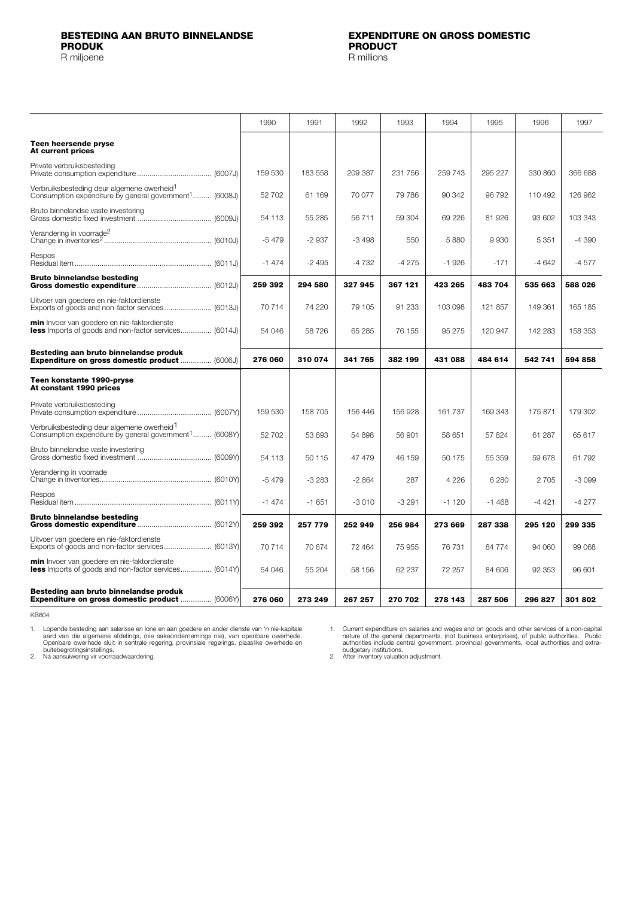**BESTEDING AAN BRUTO BINNELANDSE PRODUK**
R miljoene

**EXPENDITURE ON GROSS DOMESTIC PRODUCT**
R millions

| | 1990 | 1991 | 1992 | 1993 | 1994 | 1995 | 1996 | 1997 |
|---|---|---|---|---|---|---|---|---|
| **Teen heersende pryse / At current prices** | | | | | | | | |
| Private verbruiksbesteding / Private consumption expenditure (6007J) | 159 530 | 183 558 | 209 387 | 231 756 | 259 743 | 295 227 | 330 860 | 366 688 |
| Verbruiksbesteding deur algemene owerheid[1] / Consumption expenditure by general government[1] (6008J) | 52 702 | 61 169 | 70 077 | 79 786 | 90 342 | 96 792 | 110 492 | 126 962 |
| Bruto binnelandse vaste investering / Gross domestic fixed investment (6009J) | 54 113 | 55 285 | 56 711 | 59 304 | 69 226 | 81 926 | 93 602 | 103 343 |
| Verandering in voorrade[2] / Change in inventories[2] (6010J) | -5 479 | -2 937 | -3 498 | 550 | 5 880 | 9 930 | 5 351 | -4 390 |
| Respos / Residual item (6011J) | -1 474 | -2 495 | -4 732 | -4 275 | -1 926 | -171 | -4 642 | -4 577 |
| **Bruto binnelandse besteding / Gross domestic expenditure** (6012J) | **259 392** | **294 580** | **327 945** | **367 121** | **423 265** | **483 704** | **535 663** | **588 026** |
| Uitvoer van goedere en nie-faktordienste / Exports of goods and non-factor services (6013J) | 70 714 | 74 220 | 79 105 | 91 233 | 103 098 | 121 857 | 149 361 | 165 185 |
| **min** Invoer van goedere en nie-faktordienste / **less** Imports of goods and non-factor services (6014J) | 54 046 | 58 726 | 65 285 | 76 155 | 95 275 | 120 947 | 142 283 | 158 353 |
| **Besteding aan bruto binnelandse produk / Expenditure on gross domestic product** (6006J) | **276 060** | **310 074** | **341 765** | **382 199** | **431 088** | **484 614** | **542 741** | **594 858** |
| **Teen konstante 1990-pryse / At constant 1990 prices** | | | | | | | | |
| Private verbruiksbesteding / Private consumption expenditure (6007Y) | 159 530 | 158 705 | 156 446 | 156 928 | 161 737 | 169 343 | 175 871 | 179 302 |
| Verbruiksbesteding deur algemene owerheid[1] / Consumption expenditure by general government[1] (6008Y) | 52 702 | 53 893 | 54 898 | 56 901 | 58 651 | 57 824 | 61 287 | 65 617 |
| Bruto binnelandse vaste investering / Gross domestic fixed investment (6009Y) | 54 113 | 50 115 | 47 479 | 46 159 | 50 175 | 55 359 | 59 678 | 61 792 |
| Verandering in voorrade / Change in inventories (6010Y) | -5 479 | -3 283 | -2 864 | 287 | 4 226 | 6 280 | 2 705 | -3 099 |
| Respos / Residual item (6011Y) | -1 474 | -1 651 | -3 010 | -3 291 | -1 120 | -1 468 | -4 421 | -4 277 |
| **Bruto binnelandse besteding / Gross domestic expenditure** (6012Y) | **259 392** | **257 779** | **252 949** | **256 984** | **273 669** | **287 338** | **295 120** | **299 335** |
| Uitvoer van goedere en nie-faktordienste / Exports of goods and non-factor services (6013Y) | 70 714 | 70 674 | 72 464 | 75 955 | 76 731 | 84 774 | 94 060 | 99 068 |
| **min** Invoer van goedere en nie-faktordienste / **less** Imports of goods and non-factor services (6014Y) | 54 046 | 55 204 | 58 156 | 62 237 | 72 257 | 84 606 | 92 353 | 96 601 |
| **Besteding aan bruto binnelandse produk / Expenditure on gross domestic product** (6006Y) | **276 060** | **273 249** | **267 257** | **270 702** | **278 143** | **287 506** | **296 827** | **301 802** |

KB604

1. Lopende besteding aan salarisse en lone en aan goedere en ander dienste van 'n nie-kapitale aard van die algemene afdelings, (nie sakeondernemings nie), van openbare owerhede. Openbare owerhede sluit in sentrale regering, provinsiale regerings, plaaslike owerhede en buitebegrotingsinstellings.
2. Ná aansuiwering vir voorraadwaardering.

1. Current expenditure on salaries and wages and on goods and other services of a non-capital nature of the general departments, (not business enterprises), of public authorities. Public authorities include central government, provincial governments, local authorities and extra-budgetary institutions.
2. After inventory valuation adjustment.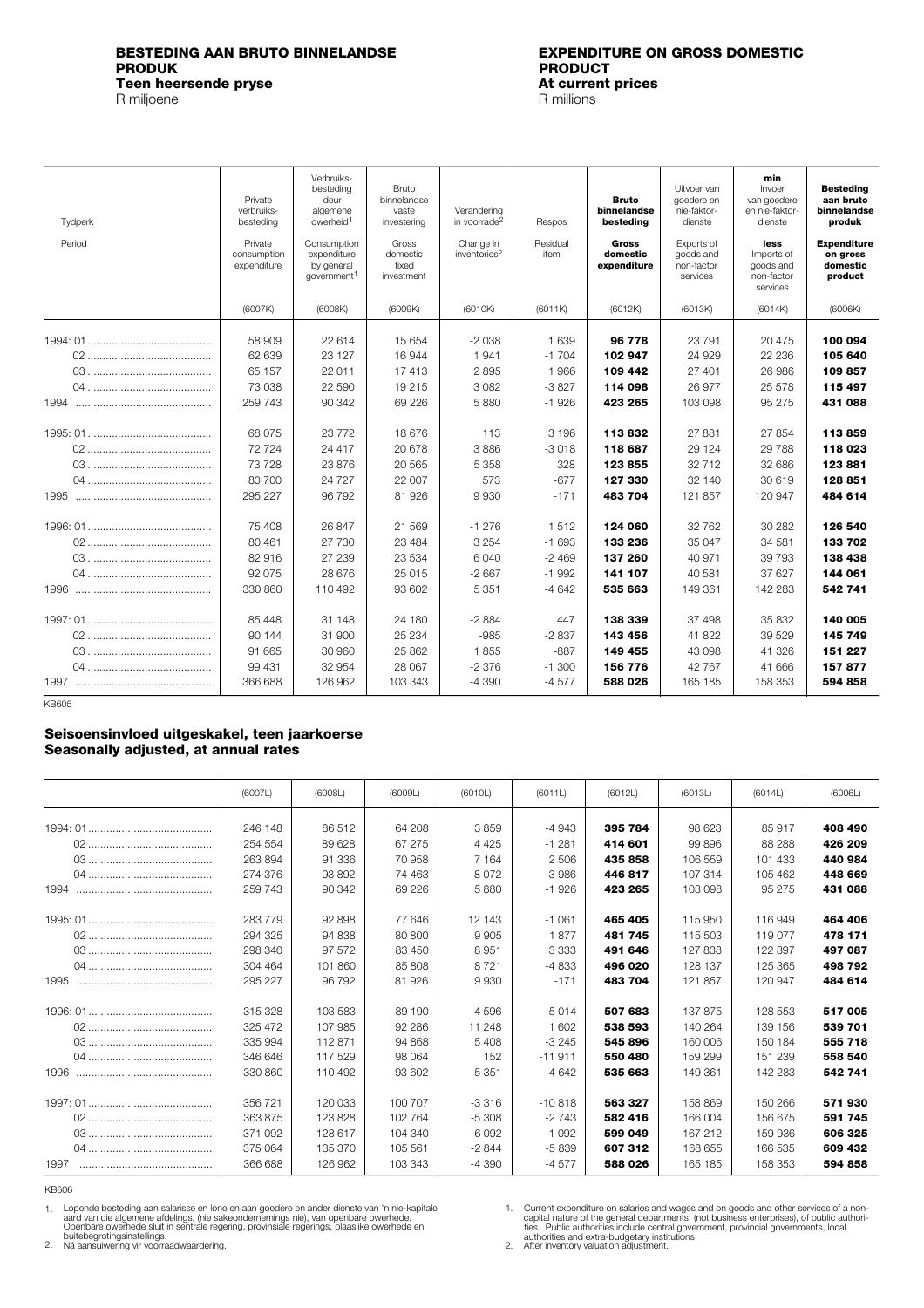## BESTEDING AAN BRUTO BINNELANDSE PRODUK
### Teen heersende pryse
R miljoene

## EXPENDITURE ON GROSS DOMESTIC PRODUCT
### At current prices
R millions

| Tydperk / Period | Private verbruiksbesteding / Private consumption expenditure | Verbruiksbesteding deur algemene owerheid[1] / Consumption expenditure by general government[1] | Bruto binnelandse vaste investering / Gross domestic fixed investment | Verandering in voorrade[2] / Change in inventories[2] | Respos / Residual item | **Bruto binnelandse besteding / Gross domestic expenditure** | Uitvoer van goedere en nie-faktordienste / Exports of goods and non-factor services | **min** Invoer van goedere en nie-faktordienste / **less** Imports of goods and non-factor services | **Besteding aan bruto binnelandse produk / Expenditure on gross domestic product** |
|---|---|---|---|---|---|---|---|---|---|
| | (6007K) | (6008K) | (6009K) | (6010K) | (6011K) | (6012K) | (6013K) | (6014K) | (6006K) |
| 1994: 01 | 58 909 | 22 614 | 15 654 | -2 038 | 1 639 | **96 778** | 23 791 | 20 475 | **100 094** |
| 02 | 62 639 | 23 127 | 16 944 | 1 941 | -1 704 | **102 947** | 24 929 | 22 236 | **105 640** |
| 03 | 65 157 | 22 011 | 17 413 | 2 895 | 1 966 | **109 442** | 27 401 | 26 986 | **109 857** |
| 04 | 73 038 | 22 590 | 19 215 | 3 082 | -3 827 | **114 098** | 26 977 | 25 578 | **115 497** |
| 1994 | 259 743 | 90 342 | 69 226 | 5 880 | -1 926 | **423 265** | 103 098 | 95 275 | **431 088** |
| 1995: 01 | 68 075 | 23 772 | 18 676 | 113 | 3 196 | **113 832** | 27 881 | 27 854 | **113 859** |
| 02 | 72 724 | 24 417 | 20 678 | 3 886 | -3 018 | **118 687** | 29 124 | 29 788 | **118 023** |
| 03 | 73 728 | 23 876 | 20 565 | 5 358 | 328 | **123 855** | 32 712 | 32 686 | **123 881** |
| 04 | 80 700 | 24 727 | 22 007 | 573 | -677 | **127 330** | 32 140 | 30 619 | **128 851** |
| 1995 | 295 227 | 96 792 | 81 926 | 9 930 | -171 | **483 704** | 121 857 | 120 947 | **484 614** |
| 1996: 01 | 75 408 | 26 847 | 21 569 | -1 276 | 1 512 | **124 060** | 32 762 | 30 282 | **126 540** |
| 02 | 80 461 | 27 730 | 23 484 | 3 254 | -1 693 | **133 236** | 35 047 | 34 581 | **133 702** |
| 03 | 82 916 | 27 239 | 23 534 | 6 040 | -2 469 | **137 260** | 40 971 | 39 793 | **138 438** |
| 04 | 92 075 | 28 676 | 25 015 | -2 667 | -1 992 | **141 107** | 40 581 | 37 627 | **144 061** |
| 1996 | 330 860 | 110 492 | 93 602 | 5 351 | -4 642 | **535 663** | 149 361 | 142 283 | **542 741** |
| 1997: 01 | 85 448 | 31 148 | 24 180 | -2 884 | 447 | **138 339** | 37 498 | 35 832 | **140 005** |
| 02 | 90 144 | 31 900 | 25 234 | -985 | -2 837 | **143 456** | 41 822 | 39 529 | **145 749** |
| 03 | 91 665 | 30 960 | 25 862 | 1 855 | -887 | **149 455** | 43 098 | 41 326 | **151 227** |
| 04 | 99 431 | 32 954 | 28 067 | -2 376 | -1 300 | **156 776** | 42 767 | 41 666 | **157 877** |
| 1997 | 366 688 | 126 962 | 103 343 | -4 390 | -4 577 | **588 026** | 165 185 | 158 353 | **594 858** |

KB605

### Seisoensinvloed uitgeskakel, teen jaarkoerse
### Seasonally adjusted, at annual rates

| | (6007L) | (6008L) | (6009L) | (6010L) | (6011L) | (6012L) | (6013L) | (6014L) | (6006L) |
|---|---|---|---|---|---|---|---|---|---|
| 1994: 01 | 246 148 | 86 512 | 64 208 | 3 859 | -4 943 | **395 784** | 98 623 | 85 917 | **408 490** |
| 02 | 254 554 | 89 628 | 67 275 | 4 425 | -1 281 | **414 601** | 99 896 | 88 288 | **426 209** |
| 03 | 263 894 | 91 336 | 70 958 | 7 164 | 2 506 | **435 858** | 106 559 | 101 433 | **440 984** |
| 04 | 274 376 | 93 892 | 74 463 | 8 072 | -3 986 | **446 817** | 107 314 | 105 462 | **448 669** |
| 1994 | 259 743 | 90 342 | 69 226 | 5 880 | -1 926 | **423 265** | 103 098 | 95 275 | **431 088** |
| 1995: 01 | 283 779 | 92 898 | 77 646 | 12 143 | -1 061 | **465 405** | 115 950 | 116 949 | **464 406** |
| 02 | 294 325 | 94 838 | 80 800 | 9 905 | 1 877 | **481 745** | 115 503 | 119 077 | **478 171** |
| 03 | 298 340 | 97 572 | 83 450 | 8 951 | 3 333 | **491 646** | 127 838 | 122 397 | **497 087** |
| 04 | 304 464 | 101 860 | 85 808 | 8 721 | -4 833 | **496 020** | 128 137 | 125 365 | **498 792** |
| 1995 | 295 227 | 96 792 | 81 926 | 9 930 | -171 | **483 704** | 121 857 | 120 947 | **484 614** |
| 1996: 01 | 315 328 | 103 583 | 89 190 | 4 596 | -5 014 | **507 683** | 137 875 | 128 553 | **517 005** |
| 02 | 325 472 | 107 985 | 92 286 | 11 248 | 1 602 | **538 593** | 140 264 | 139 156 | **539 701** |
| 03 | 335 994 | 112 871 | 94 868 | 5 408 | -3 245 | **545 896** | 160 006 | 150 184 | **555 718** |
| 04 | 346 646 | 117 529 | 98 064 | 152 | -11 911 | **550 480** | 159 299 | 151 239 | **558 540** |
| 1996 | 330 860 | 110 492 | 93 602 | 5 351 | -4 642 | **535 663** | 149 361 | 142 283 | **542 741** |
| 1997: 01 | 356 721 | 120 033 | 100 707 | -3 316 | -10 818 | **563 327** | 158 869 | 150 266 | **571 930** |
| 02 | 363 875 | 123 828 | 102 764 | -5 308 | -2 743 | **582 416** | 166 004 | 156 675 | **591 745** |
| 03 | 371 092 | 128 617 | 104 340 | -6 092 | 1 092 | **599 049** | 167 212 | 159 936 | **606 325** |
| 04 | 375 064 | 135 370 | 105 561 | -2 844 | -5 839 | **607 312** | 168 655 | 166 535 | **609 432** |
| 1997 | 366 688 | 126 962 | 103 343 | -4 390 | -4 577 | **588 026** | 165 185 | 158 353 | **594 858** |

KB606

1. Lopende besteding aan salarisse en lone en aan goedere en ander dienste van 'n nie-kapitale aard van die algemene afdelings, (nie sakeondernemings nie), van openbare owerhede. Openbare owerhede sluit in sentrale regering, provinsiale regerings, plaaslike owerhede en buitebegrotingsinstellings.
2. Ná aansuiwering vir voorraadwaardering.

1. Current expenditure on salaries and wages and on goods and other services of a non-capital nature of the general departments, (not business enterprises), of public authorities. Public authorities include central government, provincial governments, local authorities and extra-budgetary institutions.
2. After inventory valuation adjustment.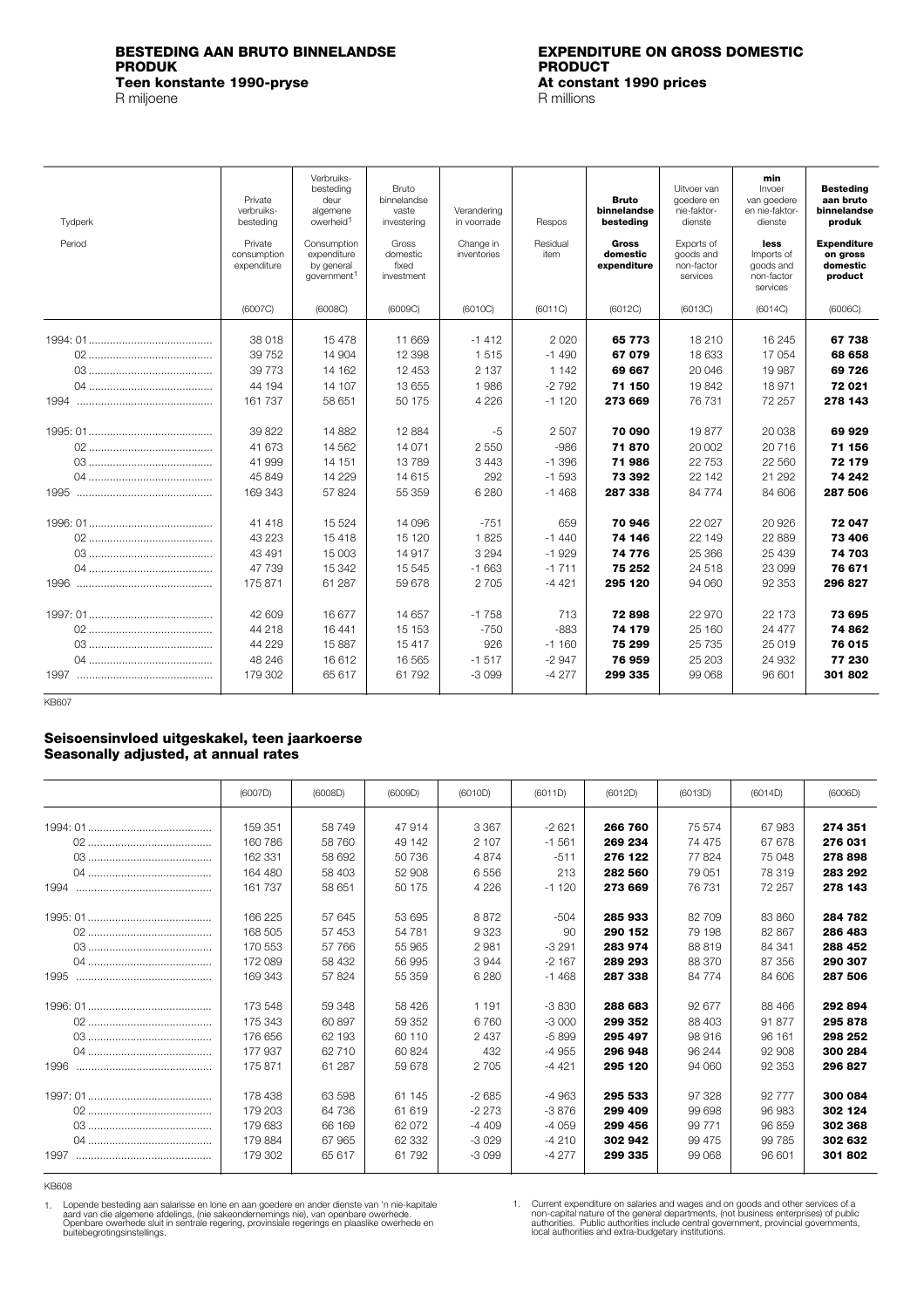## BESTEDING AAN BRUTO BINNELANDSE PRODUK
### Teen konstante 1990-pryse
R miljoene

## EXPENDITURE ON GROSS DOMESTIC PRODUCT
### At constant 1990 prices
R millions

| Tydperk / Period | Private verbruiks-besteding / Private consumption expenditure | Verbruiks-besteding deur algemene owerheid[1] / Consumption expenditure by general government[1] | Bruto binnelandse vaste investering / Gross domestic fixed investment | Verandering in voorrade / Change in inventories | Respos / Residual item | **Bruto binnelandse besteding / Gross domestic expenditure** | Uitvoer van goedere en nie-faktor-dienste / Exports of goods and non-factor services | min Invoer van goedere en nie-faktor-dienste / less Imports of goods and non-factor services | **Besteding aan bruto binnelandse produk / Expenditure on gross domestic product** |
|---|---|---|---|---|---|---|---|---|---|
| | (6007C) | (6008C) | (6009C) | (6010C) | (6011C) | (6012C) | (6013C) | (6014C) | (6006C) |
| 1994: 01 | 38 018 | 15 478 | 11 669 | -1 412 | 2 020 | **65 773** | 18 210 | 16 245 | **67 738** |
| 02 | 39 752 | 14 904 | 12 398 | 1 515 | -1 490 | **67 079** | 18 633 | 17 054 | **68 658** |
| 03 | 39 773 | 14 162 | 12 453 | 2 137 | 1 142 | **69 667** | 20 046 | 19 987 | **69 726** |
| 04 | 44 194 | 14 107 | 13 655 | 1 986 | -2 792 | **71 150** | 19 842 | 18 971 | **72 021** |
| 1994 | 161 737 | 58 651 | 50 175 | 4 226 | -1 120 | **273 669** | 76 731 | 72 257 | **278 143** |
| 1995: 01 | 39 822 | 14 882 | 12 884 | -5 | 2 507 | **70 090** | 19 877 | 20 038 | **69 929** |
| 02 | 41 673 | 14 562 | 14 071 | 2 550 | -986 | **71 870** | 20 002 | 20 716 | **71 156** |
| 03 | 41 999 | 14 151 | 13 789 | 3 443 | -1 396 | **71 986** | 22 753 | 22 560 | **72 179** |
| 04 | 45 849 | 14 229 | 14 615 | 292 | -1 593 | **73 392** | 22 142 | 21 292 | **74 242** |
| 1995 | 169 343 | 57 824 | 55 359 | 6 280 | -1 468 | **287 338** | 84 774 | 84 606 | **287 506** |
| 1996: 01 | 41 418 | 15 524 | 14 096 | -751 | 659 | **70 946** | 22 027 | 20 926 | **72 047** |
| 02 | 43 223 | 15 418 | 15 120 | 1 825 | -1 440 | **74 146** | 22 149 | 22 889 | **73 406** |
| 03 | 43 491 | 15 003 | 14 917 | 3 294 | -1 929 | **74 776** | 25 366 | 25 439 | **74 703** |
| 04 | 47 739 | 15 342 | 15 545 | -1 663 | -1 711 | **75 252** | 24 518 | 23 099 | **76 671** |
| 1996 | 175 871 | 61 287 | 59 678 | 2 705 | -4 421 | **295 120** | 94 060 | 92 353 | **296 827** |
| 1997: 01 | 42 609 | 16 677 | 14 657 | -1 758 | 713 | **72 898** | 22 970 | 22 173 | **73 695** |
| 02 | 44 218 | 16 441 | 15 153 | -750 | -883 | **74 179** | 25 160 | 24 477 | **74 862** |
| 03 | 44 229 | 15 887 | 15 417 | 926 | -1 160 | **75 299** | 25 735 | 25 019 | **76 015** |
| 04 | 48 246 | 16 612 | 16 565 | -1 517 | -2 947 | **76 959** | 25 203 | 24 932 | **77 230** |
| 1997 | 179 302 | 65 617 | 61 792 | -3 099 | -4 277 | **299 335** | 99 068 | 96 601 | **301 802** |

KB607

### Seisoensinvloed uitgeskakel, teen jaarkoerse
### Seasonally adjusted, at annual rates

| | (6007D) | (6008D) | (6009D) | (6010D) | (6011D) | (6012D) | (6013D) | (6014D) | (6006D) |
|---|---|---|---|---|---|---|---|---|---|
| 1994: 01 | 159 351 | 58 749 | 47 914 | 3 367 | -2 621 | **266 760** | 75 574 | 67 983 | **274 351** |
| 02 | 160 786 | 58 760 | 49 142 | 2 107 | -1 561 | **269 234** | 74 475 | 67 678 | **276 031** |
| 03 | 162 331 | 58 692 | 50 736 | 4 874 | -511 | **276 122** | 77 824 | 75 048 | **278 898** |
| 04 | 164 480 | 58 403 | 52 908 | 6 556 | 213 | **282 560** | 79 051 | 78 319 | **283 292** |
| 1994 | 161 737 | 58 651 | 50 175 | 4 226 | -1 120 | **273 669** | 76 731 | 72 257 | **278 143** |
| 1995: 01 | 166 225 | 57 645 | 53 695 | 8 872 | -504 | **285 933** | 82 709 | 83 860 | **284 782** |
| 02 | 168 505 | 57 453 | 54 781 | 9 323 | 90 | **290 152** | 79 198 | 82 867 | **286 483** |
| 03 | 170 553 | 57 766 | 55 965 | 2 981 | -3 291 | **283 974** | 88 819 | 84 341 | **288 452** |
| 04 | 172 089 | 58 432 | 56 995 | 3 944 | -2 167 | **289 293** | 88 370 | 87 356 | **290 307** |
| 1995 | 169 343 | 57 824 | 55 359 | 6 280 | -1 468 | **287 338** | 84 774 | 84 606 | **287 506** |
| 1996: 01 | 173 548 | 59 348 | 58 426 | 1 191 | -3 830 | **288 683** | 92 677 | 88 466 | **292 894** |
| 02 | 175 343 | 60 897 | 59 352 | 6 760 | -3 000 | **299 352** | 88 403 | 91 877 | **295 878** |
| 03 | 176 656 | 62 193 | 60 110 | 2 437 | -5 899 | **295 497** | 98 916 | 96 161 | **298 252** |
| 04 | 177 937 | 62 710 | 60 824 | 432 | -4 955 | **296 948** | 96 244 | 92 908 | **300 284** |
| 1996 | 175 871 | 61 287 | 59 678 | 2 705 | -4 421 | **295 120** | 94 060 | 92 353 | **296 827** |
| 1997: 01 | 178 438 | 63 598 | 61 145 | -2 685 | -4 963 | **295 533** | 97 328 | 92 777 | **300 084** |
| 02 | 179 203 | 64 736 | 61 619 | -2 273 | -3 876 | **299 409** | 99 698 | 96 983 | **302 124** |
| 03 | 179 683 | 66 169 | 62 072 | -4 409 | -4 059 | **299 456** | 99 771 | 96 859 | **302 368** |
| 04 | 179 884 | 67 965 | 62 332 | -3 029 | -4 210 | **302 942** | 99 475 | 99 785 | **302 632** |
| 1997 | 179 302 | 65 617 | 61 792 | -3 099 | -4 277 | **299 335** | 99 068 | 96 601 | **301 802** |

KB608

1. Lopende besteding aan salarisse en lone en aan goedere en ander dienste van 'n nie-kapitale aard van die algemene afdelings, (nie sakeondernemings nie), van openbare owerhede. Openbare owerhede sluit in sentrale regering, provinsiale regerings en plaaslike owerhede en buitebegrotingsinstellings.

1. Current expenditure on salaries and wages and on goods and other services of a non-capital nature of the general departments, (not business enterprises) of public authorities. Public authorities include central government, provincial governments, local authorities and extra-budgetary institutions.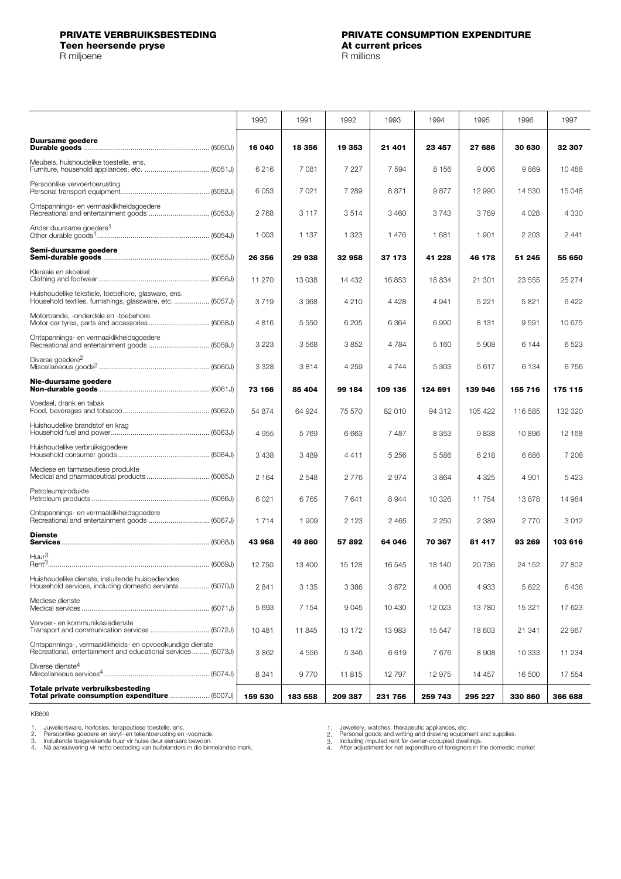# PRIVATE VERBRUIKSBESTEDING

**Teen heersende pryse**

R miljoene

# PRIVATE CONSUMPTION EXPENDITURE

**At current prices**

R millions

| | 1990 | 1991 | 1992 | 1993 | 1994 | 1995 | 1996 | 1997 |
|---|---|---|---|---|---|---|---|---|
| **Duursame goedere**<br>**Durable goods** (6050J) | **16 040** | **18 356** | **19 353** | **21 401** | **23 457** | **27 686** | **30 630** | **32 307** |
| Meubels, huishoudelike toestelle, ens.<br>Furniture, household appliances, etc. (6051J) | 6 216 | 7 081 | 7 227 | 7 594 | 8 156 | 9 006 | 9 869 | 10 488 |
| Persoonlike vervoertoerusting<br>Personal transport equipment (6052J) | 6 053 | 7 021 | 7 289 | 8 871 | 9 877 | 12 990 | 14 530 | 15 048 |
| Ontspannings- en vermaaklikheidsgoedere<br>Recreational and entertainment goods (6053J) | 2 768 | 3 117 | 3 514 | 3 460 | 3 743 | 3 789 | 4 028 | 4 330 |
| Ander duursame goedere[1]<br>Other durable goods[1] (6054J) | 1 003 | 1 137 | 1 323 | 1 476 | 1 681 | 1 901 | 2 203 | 2 441 |
| **Semi-duursame goedere**<br>**Semi-durable goods** (6055J) | **26 356** | **29 938** | **32 958** | **37 173** | **41 228** | **46 178** | **51 245** | **55 650** |
| Klerasie en skoeisel<br>Clothing and footwear (6056J) | 11 270 | 13 038 | 14 432 | 16 853 | 18 834 | 21 301 | 23 555 | 25 274 |
| Huishoudelike tekstiele, toebehore, glasware, ens.<br>Household textiles, furnishings, glassware, etc. (6057J) | 3 719 | 3 968 | 4 210 | 4 428 | 4 941 | 5 221 | 5 821 | 6 422 |
| Motorbande, -onderdele en -toebehore<br>Motor car tyres, parts and accessories (6058J) | 4 816 | 5 550 | 6 205 | 6 364 | 6 990 | 8 131 | 9 591 | 10 675 |
| Ontspannings- en vermaaklikheidsgoedere<br>Recreational and entertainment goods (6059J) | 3 223 | 3 568 | 3 852 | 4 784 | 5 160 | 5 908 | 6 144 | 6 523 |
| Diverse goedere[2]<br>Miscellaneous goods[2] (6060J) | 3 328 | 3 814 | 4 259 | 4 744 | 5 303 | 5 617 | 6 134 | 6 756 |
| **Nie-duursame goedere**<br>**Non-durable goods** (6061J) | **73 166** | **85 404** | **99 184** | **109 136** | **124 691** | **139 946** | **155 716** | **175 115** |
| Voedsel, drank en tabak<br>Food, beverages and tobacco (6062J) | 54 874 | 64 924 | 75 570 | 82 010 | 94 312 | 105 422 | 116 585 | 132 320 |
| Huishoudelike brandstof en krag<br>Household fuel and power (6063J) | 4 955 | 5 769 | 6 663 | 7 487 | 8 353 | 9 838 | 10 896 | 12 168 |
| Huishoudelike verbruiksgoedere<br>Household consumer goods (6064J) | 3 438 | 3 489 | 4 411 | 5 256 | 5 586 | 6 218 | 6 686 | 7 208 |
| Mediese en farmaseutiese produkte<br>Medical and pharmaceutical products (6065J) | 2 164 | 2 548 | 2 776 | 2 974 | 3 864 | 4 325 | 4 901 | 5 423 |
| Petroleumprodukte<br>Petroleum products (6066J) | 6 021 | 6 765 | 7 641 | 8 944 | 10 326 | 11 754 | 13 878 | 14 984 |
| Ontspannings- en vermaaklikheidsgoedere<br>Recreational and entertainment goods (6067J) | 1 714 | 1 909 | 2 123 | 2 465 | 2 250 | 2 389 | 2 770 | 3 012 |
| **Dienste**<br>**Services** (6068J) | **43 968** | **49 860** | **57 892** | **64 046** | **70 367** | **81 417** | **93 269** | **103 616** |
| Huur[3]<br>Rent[3] (6069J) | 12 750 | 13 400 | 15 128 | 16 545 | 18 140 | 20 736 | 24 152 | 27 802 |
| Huishoudelike dienste, insluitende huisbediendes<br>Household services, including domestic servants (6070J) | 2 841 | 3 135 | 3 386 | 3 672 | 4 006 | 4 933 | 5 622 | 6 436 |
| Mediese dienste<br>Medical services (6071J) | 5 693 | 7 154 | 9 045 | 10 430 | 12 023 | 13 780 | 15 321 | 17 623 |
| Vervoer- en kommunikasiedienste<br>Transport and communication services (6072J) | 10 481 | 11 845 | 13 172 | 13 983 | 15 547 | 18 603 | 21 341 | 22 967 |
| Ontspannings-, vermaaklikheids- en opvoedkundige dienste<br>Recreational, entertainment and educational services (6073J) | 3 862 | 4 556 | 5 346 | 6 619 | 7 676 | 8 908 | 10 333 | 11 234 |
| Diverse dienste[4]<br>Miscellaneous services[4] (6074J) | 8 341 | 9 770 | 11 815 | 12 797 | 12 975 | 14 457 | 16 500 | 17 554 |
| **Totale private verbruiksbesteding**<br>**Total private consumption expenditure** (6007J) | **159 530** | **183 558** | **209 387** | **231 756** | **259 743** | **295 227** | **330 860** | **366 688** |

KB609

1. Juweliersware, horlosies, terapeutiese toestelle, ens.
2. Persoonlike goedere en skryf- en tekentoerusting en -voorrade.
3. Insluitende toegerekende huur vir huise deur eienaars bewoon.
4. Ná aansuiwering vir netto besteding van buitelanders in die binnelandse mark.

1. Jewellery, watches, therapeutic appliances, etc.
2. Personal goods and writing and drawing equipment and supplies.
3. Including imputed rent for owner-occupied dwellings.
4. After adjustment for net expenditure of foreigners in the domestic market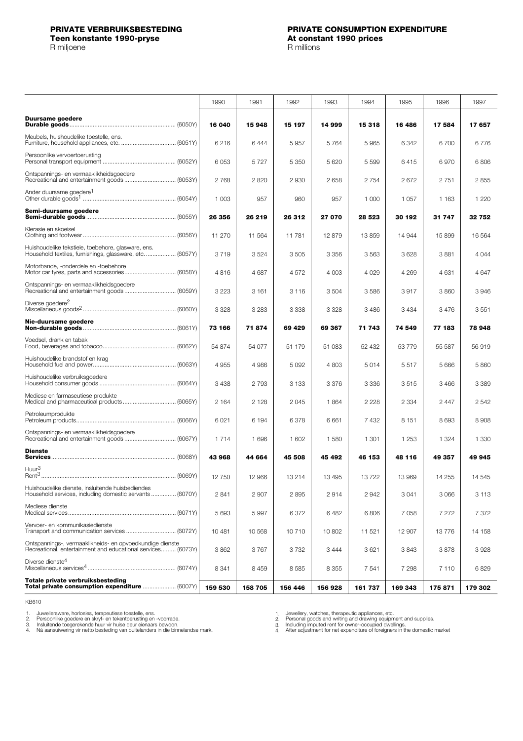**PRIVATE VERBRUIKSBESTEDING**
**Teen konstante 1990-pryse**
R miljoene

**PRIVATE CONSUMPTION EXPENDITURE**
**At constant 1990 prices**
R millions

| | 1990 | 1991 | 1992 | 1993 | 1994 | 1995 | 1996 | 1997 |
|---|---|---|---|---|---|---|---|---|
| **Duursame goedere** **Durable goods** (6050Y) | **16 040** | **15 948** | **15 197** | **14 999** | **15 318** | **16 486** | **17 584** | **17 657** |
| Meubels, huishoudelike toestelle, ens. Furniture, household appliances, etc. (6051Y) | 6 216 | 6 444 | 5 957 | 5 764 | 5 965 | 6 342 | 6 700 | 6 776 |
| Persoonlike vervoertoerusting Personal transport equipment (6052Y) | 6 053 | 5 727 | 5 350 | 5 620 | 5 599 | 6 415 | 6 970 | 6 806 |
| Ontspannings- en vermaaklikheidsgoedere Recreational and entertainment goods (6053Y) | 2 768 | 2 820 | 2 930 | 2 658 | 2 754 | 2 672 | 2 751 | 2 855 |
| Ander duursame goedere[1] Other durable goods[1] (6054Y) | 1 003 | 957 | 960 | 957 | 1 000 | 1 057 | 1 163 | 1 220 |
| **Semi-duursame goedere** **Semi-durable goods** (6055Y) | **26 356** | **26 219** | **26 312** | **27 070** | **28 523** | **30 192** | **31 747** | **32 752** |
| Klerasie en skoeisel Clothing and footwear (6056Y) | 11 270 | 11 564 | 11 781 | 12 879 | 13 859 | 14 944 | 15 899 | 16 564 |
| Huishoudelike tekstiele, toebehore, glasware, ens. Household textiles, furnishings, glassware, etc. (6057Y) | 3 719 | 3 524 | 3 505 | 3 356 | 3 563 | 3 628 | 3 881 | 4 044 |
| Motorbande, -onderdele en -toebehore Motor car tyres, parts and accessories (6058Y) | 4 816 | 4 687 | 4 572 | 4 003 | 4 029 | 4 269 | 4 631 | 4 647 |
| Ontspannings- en vermaaklikheidsgoedere Recreational and entertainment goods (6059Y) | 3 223 | 3 161 | 3 116 | 3 504 | 3 586 | 3 917 | 3 860 | 3 946 |
| Diverse goedere[2] Miscellaneous goods[2] (6060Y) | 3 328 | 3 283 | 3 338 | 3 328 | 3 486 | 3 434 | 3 476 | 3 551 |
| **Nie-duursame goedere** **Non-durable goods** (6061Y) | **73 166** | **71 874** | **69 429** | **69 367** | **71 743** | **74 549** | **77 183** | **78 948** |
| Voedsel, drank en tabak Food, beverages and tobacco (6062Y) | 54 874 | 54 077 | 51 179 | 51 083 | 52 432 | 53 779 | 55 587 | 56 919 |
| Huishoudelike brandstof en krag Household fuel and power (6063Y) | 4 955 | 4 986 | 5 092 | 4 803 | 5 014 | 5 517 | 5 666 | 5 860 |
| Huishoudelike verbruiksgoedere Household consumer goods (6064Y) | 3 438 | 2 793 | 3 133 | 3 376 | 3 336 | 3 515 | 3 466 | 3 389 |
| Mediese en farmaseutiese produkte Medical and pharmaceutical products (6065Y) | 2 164 | 2 128 | 2 045 | 1 864 | 2 228 | 2 334 | 2 447 | 2 542 |
| Petroleumprodukte Petroleum products (6066Y) | 6 021 | 6 194 | 6 378 | 6 661 | 7 432 | 8 151 | 8 693 | 8 908 |
| Ontspannings- en vermaaklikheidsgoedere Recreational and entertainment goods (6067Y) | 1 714 | 1 696 | 1 602 | 1 580 | 1 301 | 1 253 | 1 324 | 1 330 |
| **Dienste** **Services** (6068Y) | **43 968** | **44 664** | **45 508** | **45 492** | **46 153** | **48 116** | **49 357** | **49 945** |
| Huur[3] Rent[3] (6069Y) | 12 750 | 12 966 | 13 214 | 13 495 | 13 722 | 13 969 | 14 255 | 14 545 |
| Huishoudelike dienste, insluitende huisbediendes Household services, including domestic servants (6070Y) | 2 841 | 2 907 | 2 895 | 2 914 | 2 942 | 3 041 | 3 066 | 3 113 |
| Mediese dienste Medical services (6071Y) | 5 693 | 5 997 | 6 372 | 6 482 | 6 806 | 7 058 | 7 272 | 7 372 |
| Vervoer- en kommunikasiedienste Transport and communication services (6072Y) | 10 481 | 10 568 | 10 710 | 10 802 | 11 521 | 12 907 | 13 776 | 14 158 |
| Ontspannings-, vermaaklikheids- en opvoedkundige dienste Recreational, entertainment and educational services (6073Y) | 3 862 | 3 767 | 3 732 | 3 444 | 3 621 | 3 843 | 3 878 | 3 928 |
| Diverse dienste[4] Miscellaneous services[4] (6074Y) | 8 341 | 8 459 | 8 585 | 8 355 | 7 541 | 7 298 | 7 110 | 6 829 |
| **Totale private verbruiksbesteding** **Total private consumption expenditure** (6007Y) | **159 530** | **158 705** | **156 446** | **156 928** | **161 737** | **169 343** | **175 871** | **179 302** |

KB610

1. Juweliersware, horlosies, terapeutiese toestelle, ens.
2. Persoonlike goedere en skryf- en tekentoerusting en -voorrade.
3. Insluitende toegerekende huur vir huise deur eienaars bewoon.
4. Ná aansuiwering vir netto besteding van buitelanders in die binnelandse mark.

1. Jewellery, watches, therapeutic appliances, etc.
2. Personal goods and writing and drawing equipment and supplies.
3. Including imputed rent for owner-occupied dwellings.
4. After adjustment for net expenditure of foreigners in the domestic market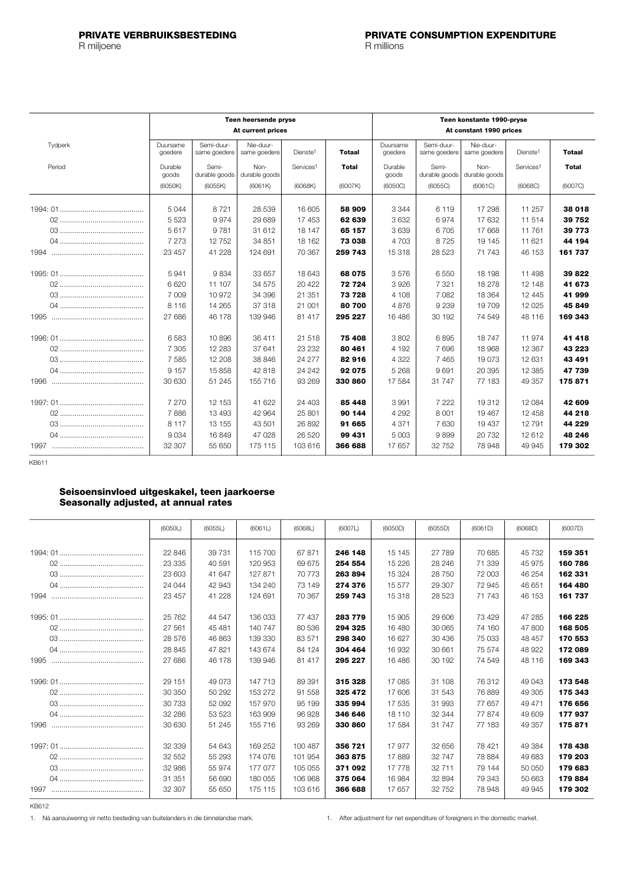# PRIVATE VERBRUIKSBESTEDING

R miljoene

# PRIVATE CONSUMPTION EXPENDITURE

R millions

| Tydperk / Period | Teen heersende pryse / At current prices | | | | | Teen konstante 1990-pryse / At constant 1990 prices | | | | |
|---|---|---|---|---|---|---|---|---|---|---|
| | Duursame goedere / Durable goods (6050K) | Semi-duursame goedere / Semi-durable goods (6055K) | Nie-duursame goedere / Non-durable goods (6061K) | Dienste[1] / Services[1] (6068K) | **Totaal / Total** (6007K) | Duursame goedere / Durable goods (6050C) | Semi-duursame goedere / Semi-durable goods (6055C) | Nie-duursame goedere / Non-durable goods (6061C) | Dienste[1] / Services[1] (6068C) | **Totaal / Total** (6007C) |
| 1994: 01 | 5 044 | 8 721 | 28 539 | 16 605 | **58 909** | 3 344 | 6 119 | 17 298 | 11 257 | **38 018** |
| 02 | 5 523 | 9 974 | 29 689 | 17 453 | **62 639** | 3 632 | 6 974 | 17 632 | 11 514 | **39 752** |
| 03 | 5 617 | 9 781 | 31 612 | 18 147 | **65 157** | 3 639 | 6 705 | 17 668 | 11 761 | **39 773** |
| 04 | 7 273 | 12 752 | 34 851 | 18 162 | **73 038** | 4 703 | 8 725 | 19 145 | 11 621 | **44 194** |
| 1994 | 23 457 | 41 228 | 124 691 | 70 367 | **259 743** | 15 318 | 28 523 | 71 743 | 46 153 | **161 737** |
| 1995: 01 | 5 941 | 9 834 | 33 657 | 18 643 | **68 075** | 3 576 | 6 550 | 18 198 | 11 498 | **39 822** |
| 02 | 6 620 | 11 107 | 34 575 | 20 422 | **72 724** | 3 926 | 7 321 | 18 278 | 12 148 | **41 673** |
| 03 | 7 009 | 10 972 | 34 396 | 21 351 | **73 728** | 4 108 | 7 082 | 18 364 | 12 445 | **41 999** |
| 04 | 8 116 | 14 265 | 37 318 | 21 001 | **80 700** | 4 876 | 9 239 | 19 709 | 12 025 | **45 849** |
| 1995 | 27 686 | 46 178 | 139 946 | 81 417 | **295 227** | 16 486 | 30 192 | 74 549 | 48 116 | **169 343** |
| 1996: 01 | 6 583 | 10 896 | 36 411 | 21 518 | **75 408** | 3 802 | 6 895 | 18 747 | 11 974 | **41 418** |
| 02 | 7 305 | 12 283 | 37 641 | 23 232 | **80 461** | 4 192 | 7 696 | 18 968 | 12 367 | **43 223** |
| 03 | 7 585 | 12 208 | 38 846 | 24 277 | **82 916** | 4 322 | 7 465 | 19 073 | 12 631 | **43 491** |
| 04 | 9 157 | 15 858 | 42 818 | 24 242 | **92 075** | 5 268 | 9 691 | 20 395 | 12 385 | **47 739** |
| 1996 | 30 630 | 51 245 | 155 716 | 93 269 | **330 860** | 17 584 | 31 747 | 77 183 | 49 357 | **175 871** |
| 1997: 01 | 7 270 | 12 153 | 41 622 | 24 403 | **85 448** | 3 991 | 7 222 | 19 312 | 12 084 | **42 609** |
| 02 | 7 886 | 13 493 | 42 964 | 25 801 | **90 144** | 4 292 | 8 001 | 19 467 | 12 458 | **44 218** |
| 03 | 8 117 | 13 155 | 43 501 | 26 892 | **91 665** | 4 371 | 7 630 | 19 437 | 12 791 | **44 229** |
| 04 | 9 034 | 16 849 | 47 028 | 26 520 | **99 431** | 5 003 | 9 899 | 20 732 | 12 612 | **48 246** |
| 1997 | 32 307 | 55 650 | 175 115 | 103 616 | **366 688** | 17 657 | 32 752 | 78 948 | 49 945 | **179 302** |

KB611

## Seisoensinvloed uitgeskakel, teen jaarkoerse
## Seasonally adjusted, at annual rates

| | (6050L) | (6055L) | (6061L) | (6068L) | (6007L) | (6050D) | (6055D) | (6061D) | (6068D) | (6007D) |
|---|---|---|---|---|---|---|---|---|---|---|
| 1994: 01 | 22 846 | 39 731 | 115 700 | 67 871 | **246 148** | 15 145 | 27 789 | 70 685 | 45 732 | **159 351** |
| 02 | 23 335 | 40 591 | 120 953 | 69 675 | **254 554** | 15 226 | 28 246 | 71 339 | 45 975 | **160 786** |
| 03 | 23 603 | 41 647 | 127 871 | 70 773 | **263 894** | 15 324 | 28 750 | 72 003 | 46 254 | **162 331** |
| 04 | 24 044 | 42 943 | 134 240 | 73 149 | **274 376** | 15 577 | 29 307 | 72 945 | 46 651 | **164 480** |
| 1994 | 23 457 | 41 228 | 124 691 | 70 367 | **259 743** | 15 318 | 28 523 | 71 743 | 46 153 | **161 737** |
| 1995: 01 | 25 762 | 44 547 | 136 033 | 77 437 | **283 779** | 15 905 | 29 606 | 73 429 | 47 285 | **166 225** |
| 02 | 27 561 | 45 481 | 140 747 | 80 536 | **294 325** | 16 480 | 30 065 | 74 160 | 47 800 | **168 505** |
| 03 | 28 576 | 46 863 | 139 330 | 83 571 | **298 340** | 16 627 | 30 436 | 75 033 | 48 457 | **170 553** |
| 04 | 28 845 | 47 821 | 143 674 | 84 124 | **304 464** | 16 932 | 30 661 | 75 574 | 48 922 | **172 089** |
| 1995 | 27 686 | 46 178 | 139 946 | 81 417 | **295 227** | 16 486 | 30 192 | 74 549 | 48 116 | **169 343** |
| 1996: 01 | 29 151 | 49 073 | 147 713 | 89 391 | **315 328** | 17 085 | 31 108 | 76 312 | 49 043 | **173 548** |
| 02 | 30 350 | 50 292 | 153 272 | 91 558 | **325 472** | 17 606 | 31 543 | 76 889 | 49 305 | **175 343** |
| 03 | 30 733 | 52 092 | 157 970 | 95 199 | **335 994** | 17 535 | 31 993 | 77 657 | 49 471 | **176 656** |
| 04 | 32 286 | 53 523 | 163 909 | 96 928 | **346 646** | 18 110 | 32 344 | 77 874 | 49 609 | **177 937** |
| 1996 | 30 630 | 51 245 | 155 716 | 93 269 | **330 860** | 17 584 | 31 747 | 77 183 | 49 357 | **175 871** |
| 1997: 01 | 32 339 | 54 643 | 169 252 | 100 487 | **356 721** | 17 977 | 32 656 | 78 421 | 49 384 | **178 438** |
| 02 | 32 552 | 55 293 | 174 076 | 101 954 | **363 875** | 17 889 | 32 747 | 78 884 | 49 683 | **179 203** |
| 03 | 32 986 | 55 974 | 177 077 | 105 055 | **371 092** | 17 778 | 32 711 | 79 144 | 50 050 | **179 683** |
| 04 | 31 351 | 56 690 | 180 055 | 106 968 | **375 064** | 16 984 | 32 894 | 79 343 | 50 663 | **179 884** |
| 1997 | 32 307 | 55 650 | 175 115 | 103 616 | **366 688** | 17 657 | 32 752 | 78 948 | 49 945 | **179 302** |

KB612

1. Ná aansuiwering vir netto besteding van buitelanders in die binnelandse mark.

1. After adjustment for net expenditure of foreigners in the domestic market.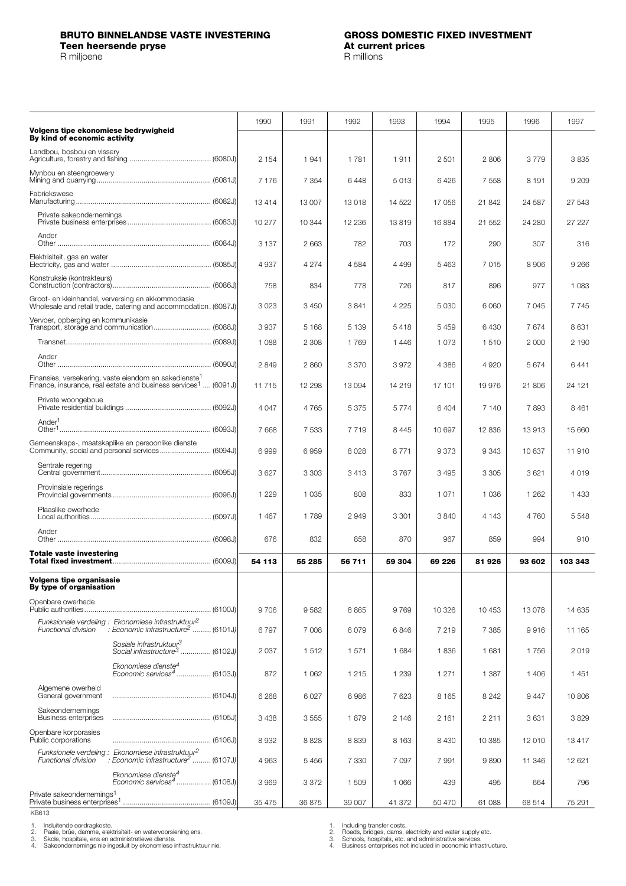**BRUTO BINNELANDSE VASTE INVESTERING**
**Teen heersende pryse**
R miljoene

**GROSS DOMESTIC FIXED INVESTMENT**
**At current prices**
R millions

| | 1990 | 1991 | 1992 | 1993 | 1994 | 1995 | 1996 | 1997 |
|---|---|---|---|---|---|---|---|---|
| **Volgens tipe ekonomiese bedrywigheid / By kind of economic activity** | | | | | | | | |
| Landbou, bosbou en vissery / Agriculture, forestry and fishing (6080J) | 2 154 | 1 941 | 1 781 | 1 911 | 2 501 | 2 806 | 3 779 | 3 835 |
| Mynbou en steengroewery / Mining and quarrying (6081J) | 7 176 | 7 354 | 6 448 | 5 013 | 6 426 | 7 558 | 8 191 | 9 209 |
| Fabriekswese / Manufacturing (6082J) | 13 414 | 13 007 | 13 018 | 14 522 | 17 056 | 21 842 | 24 587 | 27 543 |
| Private sakeondernemings / Private business enterprises (6083J) | 10 277 | 10 344 | 12 236 | 13 819 | 16 884 | 21 552 | 24 280 | 27 227 |
| Ander / Other (6084J) | 3 137 | 2 663 | 782 | 703 | 172 | 290 | 307 | 316 |
| Elektrisiteit, gas en water / Electricity, gas and water (6085J) | 4 937 | 4 274 | 4 584 | 4 499 | 5 463 | 7 015 | 8 906 | 9 266 |
| Konstruksie (kontrakteurs) / Construction (contractors) (6086J) | 758 | 834 | 778 | 726 | 817 | 896 | 977 | 1 083 |
| Groot- en kleinhandel, verversing en akkommodasie / Wholesale and retail trade, catering and accommodation (6087J) | 3 023 | 3 450 | 3 841 | 4 225 | 5 030 | 6 060 | 7 045 | 7 745 |
| Vervoer, opberging en kommunikasie / Transport, storage and communication (6088J) | 3 937 | 5 168 | 5 139 | 5 418 | 5 459 | 6 430 | 7 674 | 8 631 |
| Transnet (6089J) | 1 088 | 2 308 | 1 769 | 1 446 | 1 073 | 1 510 | 2 000 | 2 190 |
| Ander / Other (6090J) | 2 849 | 2 860 | 3 370 | 3 972 | 4 386 | 4 920 | 5 674 | 6 441 |
| Finansies, versekering, vaste eiendom en sakedienste[1] / Finance, insurance, real estate and business services[1] (6091J) | 11 715 | 12 298 | 13 094 | 14 219 | 17 101 | 19 976 | 21 806 | 24 121 |
| Private woongeboue / Private residential buildings (6092J) | 4 047 | 4 765 | 5 375 | 5 774 | 6 404 | 7 140 | 7 893 | 8 461 |
| Ander[1] / Other[1] (6093J) | 7 668 | 7 533 | 7 719 | 8 445 | 10 697 | 12 836 | 13 913 | 15 660 |
| Gemeenskaps-, maatskaplike en persoonlike dienste / Community, social and personal services (6094J) | 6 999 | 6 959 | 8 028 | 8 771 | 9 373 | 9 343 | 10 637 | 11 910 |
| Sentrale regering / Central government (6095J) | 3 627 | 3 303 | 3 413 | 3 767 | 3 495 | 3 305 | 3 621 | 4 019 |
| Provinsiale regerings / Provincial governments (6096J) | 1 229 | 1 035 | 808 | 833 | 1 071 | 1 036 | 1 262 | 1 433 |
| Plaaslike owerhede / Local authorities (6097J) | 1 467 | 1 789 | 2 949 | 3 301 | 3 840 | 4 143 | 4 760 | 5 548 |
| Ander / Other (6098J) | 676 | 832 | 858 | 870 | 967 | 859 | 994 | 910 |
| **Totale vaste investering / Total fixed investment (6009J)** | **54 113** | **55 285** | **56 711** | **59 304** | **69 226** | **81 926** | **93 602** | **103 343** |
| **Volgens tipe organisasie / By type of organisation** | | | | | | | | |
| Openbare owerhede / Public authorities (6100J) | 9 706 | 9 582 | 8 865 | 9 769 | 10 326 | 10 453 | 13 078 | 14 635 |
| *Funksionele verdeling / Functional division*: *Ekonomiese infrastruktuur[2] / Economic infrastructure[2]* (6101J) | 6 797 | 7 008 | 6 079 | 6 846 | 7 219 | 7 385 | 9 916 | 11 165 |
| *Sosiale infrastruktuur[3] / Social infrastructure[3]* (6102J) | 2 037 | 1 512 | 1 571 | 1 684 | 1 836 | 1 681 | 1 756 | 2 019 |
| *Ekonomiese dienste[4] / Economic services[4]* (6103J) | 872 | 1 062 | 1 215 | 1 239 | 1 271 | 1 387 | 1 406 | 1 451 |
| Algemene owerheid / General government (6104J) | 6 268 | 6 027 | 6 986 | 7 623 | 8 165 | 8 242 | 9 447 | 10 806 |
| Sakeondernemings / Business enterprises (6105J) | 3 438 | 3 555 | 1 879 | 2 146 | 2 161 | 2 211 | 3 631 | 3 829 |
| Openbare korporasies / Public corporations (6106J) | 8 932 | 8 828 | 8 839 | 8 163 | 8 430 | 10 385 | 12 010 | 13 417 |
| *Funksionele verdeling / Functional division*: *Ekonomiese infrastruktuur[2] / Economic infrastructure[2]* (6107J) | 4 963 | 5 456 | 7 330 | 7 097 | 7 991 | 9 890 | 11 346 | 12 621 |
| *Ekonomiese dienste[4] / Economic services[4]* (6108J) | 3 969 | 3 372 | 1 509 | 1 066 | 439 | 495 | 664 | 796 |
| Private sakeondernemings[1] / Private business enterprises[1] (6109J) | 35 475 | 36 875 | 39 007 | 41 372 | 50 470 | 61 088 | 68 514 | 75 291 |

KB613

1. Insluitende oordragkoste.
2. Paaie, brûe, damme, elektrisiteit- en watervoorsiening ens.
3. Skole, hospitale, ens en administratiewe dienste.
4. Sakeondernemings nie ingesluit by ekonomiese infrastruktuur nie.

1. Including transfer costs.
2. Roads, bridges, dams, electricity and water supply etc.
3. Schools, hospitals, etc. and administrative services.
4. Business enterprises not included in economic infrastructure.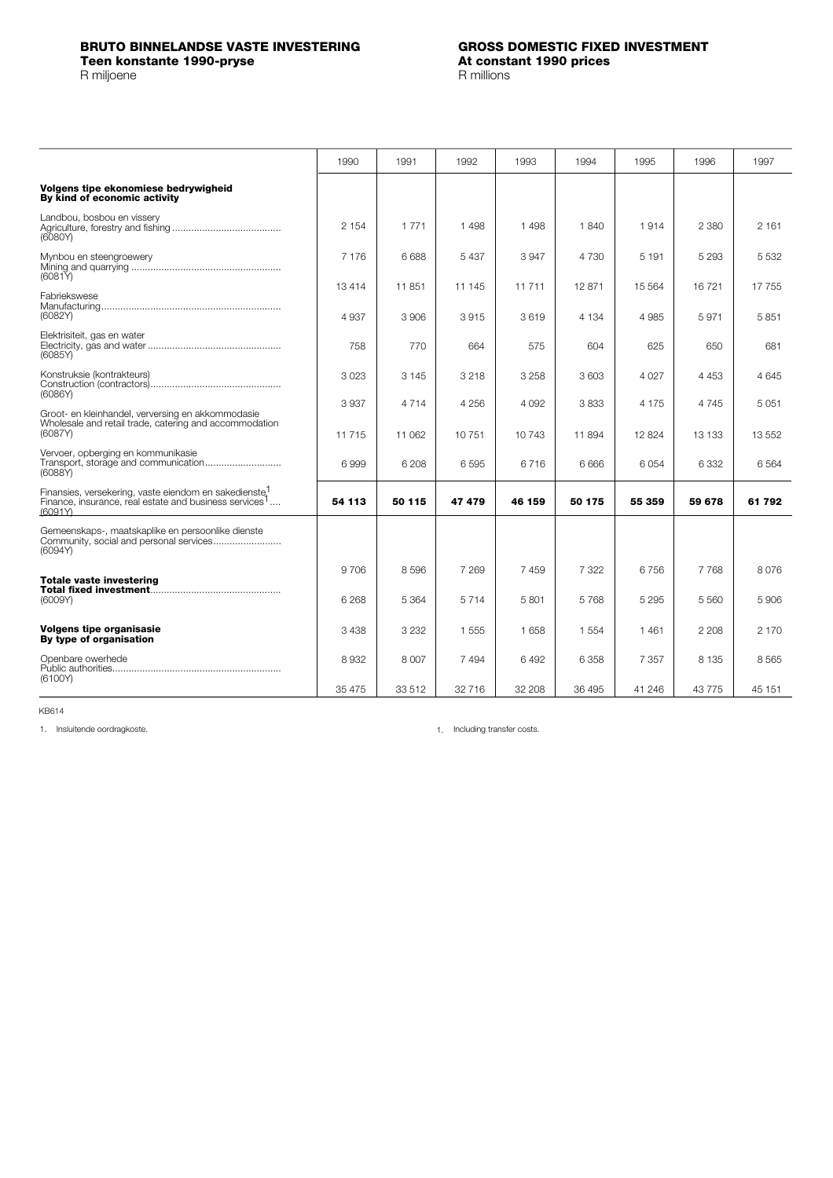**BRUTO BINNELANDSE VASTE INVESTERING**
**Teen konstante 1990-pryse**
R miljoene

**GROSS DOMESTIC FIXED INVESTMENT**
**At constant 1990 prices**
R millions

| | 1990 | 1991 | 1992 | 1993 | 1994 | 1995 | 1996 | 1997 |
|---|---|---|---|---|---|---|---|---|
| **Volgens tipe ekonomiese bedrywigheid**<br>**By kind of economic activity** | | | | | | | | |
| Landbou, bosbou en vissery<br>Agriculture, forestry and fishing ........................................<br>(6080Y) | 2 154 | 1 771 | 1 498 | 1 498 | 1 840 | 1 914 | 2 380 | 2 161 |
| Mynbou en steengroewery<br>Mining and quarrying .......................................................<br>(6081Y) | 7 176 | 6 688 | 5 437 | 3 947 | 4 730 | 5 191 | 5 293 | 5 532 |
| | 13 414 | 11 851 | 11 145 | 11 711 | 12 871 | 15 564 | 16 721 | 17 755 |
| Fabriekswese<br>Manufacturing.................................................................<br>(6082Y) | 4 937 | 3 906 | 3 915 | 3 619 | 4 134 | 4 985 | 5 971 | 5 851 |
| Elektrisiteit, gas en water<br>Electricity, gas and water .................................................<br>(6085Y) | 758 | 770 | 664 | 575 | 604 | 625 | 650 | 681 |
| Konstruksie (kontrakteurs)<br>Construction (contractors)................................................<br>(6086Y) | 3 023 | 3 145 | 3 218 | 3 258 | 3 603 | 4 027 | 4 453 | 4 645 |
| | 3 937 | 4 714 | 4 256 | 4 092 | 3 833 | 4 175 | 4 745 | 5 051 |
| Groot- en kleinhandel, verversing en akkommodasie<br>Wholesale and retail trade, catering and accommodation<br>(6087Y) | 11 715 | 11 062 | 10 751 | 10 743 | 11 894 | 12 824 | 13 133 | 13 552 |
| Vervoer, opberging en kommunikasie<br>Transport, storage and communication...........................<br>(6088Y) | 6 999 | 6 208 | 6 595 | 6 716 | 6 666 | 6 054 | 6 332 | 6 564 |
| Finansies, versekering, vaste eiendom en sakedienste[1]<br>Finance, insurance, real estate and business services[1]....<br>(6091Y) | **54 113** | **50 115** | **47 479** | **46 159** | **50 175** | **55 359** | **59 678** | **61 792** |
| Gemeenskaps-, maatskaplike en persoonlike dienste<br>Community, social and personal services.........................<br>(6094Y) | | | | | | | | |
| | 9 706 | 8 596 | 7 269 | 7 459 | 7 322 | 6 756 | 7 768 | 8 076 |
| **Totale vaste investering**<br>**Total fixed investment**...............................................<br>(6009Y) | 6 268 | 5 364 | 5 714 | 5 801 | 5 768 | 5 295 | 5 560 | 5 906 |
| **Volgens tipe organisasie**<br>**By type of organisation** | 3 438 | 3 232 | 1 555 | 1 658 | 1 554 | 1 461 | 2 208 | 2 170 |
| Openbare owerhede<br>Public authorities.............................................................<br>(6100Y) | 8 932 | 8 007 | 7 494 | 6 492 | 6 358 | 7 357 | 8 135 | 8 565 |
| | 35 475 | 33 512 | 32 716 | 32 208 | 36 495 | 41 246 | 43 775 | 45 151 |

KB614

1. Insluitende oordragkoste.

1. Including transfer costs.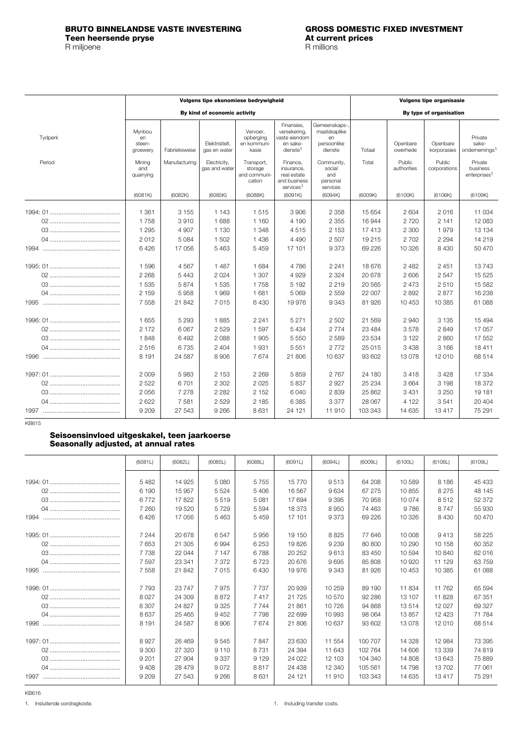**BRUTO BINNELANDSE VASTE INVESTERING**
**Teen heersende pryse**
R miljoene

**GROSS DOMESTIC FIXED INVESTMENT**
**At current prices**
R millions

| Tydperk / Period | Volgens tipe ekonomiese bedrywigheid / By kind of economic activity | | | | | | Volgens tipe organisasie / By type of organisation | | | |
|---|---|---|---|---|---|---|---|---|---|---|
| | Mynbou en steen-groewery / Mining and quarrying | Fabriekswese / Manufacturing | Elektrisiteit, gas en water / Electricity, gas and water | Vervoer, opberging en kommuni-kasie / Transport, storage and communi-cation | Finansies, versekering, vaste eiendom en sake-dienste[1] / Finance, insurance, real estate and business services[1] | Gemeenskaps-, maatskaplike en persoonlike dienste / Community, social and personal services | Totaal / Total | Openbare owerhede / Public authorities | Openbare korporasies / Public corporations | Private sake-ondernemings[1] / Private business enterprises[1] |
| | (6081K) | (6082K) | (6085K) | (6088K) | (6091K) | (6094K) | (6009K) | (6100K) | (6106K) | (6109K) |
| 1994: 01 | 1 361 | 3 155 | 1 143 | 1 515 | 3 906 | 2 358 | 15 654 | 2 604 | 2 016 | 11 034 |
| 02 | 1 758 | 3 910 | 1 688 | 1 160 | 4 190 | 2 355 | 16 944 | 2 720 | 2 141 | 12 083 |
| 03 | 1 295 | 4 907 | 1 130 | 1 348 | 4 515 | 2 153 | 17 413 | 2 300 | 1 979 | 13 134 |
| 04 | 2 012 | 5 084 | 1 502 | 1 436 | 4 490 | 2 507 | 19 215 | 2 702 | 2 294 | 14 219 |
| 1994 | 6 426 | 17 056 | 5 463 | 5 459 | 17 101 | 9 373 | 69 226 | 10 326 | 8 430 | 50 470 |
| 1995: 01 | 1 596 | 4 567 | 1 487 | 1 684 | 4 786 | 2 241 | 18 676 | 2 482 | 2 451 | 13 743 |
| 02 | 2 268 | 5 443 | 2 024 | 1 307 | 4 929 | 2 324 | 20 678 | 2 606 | 2 547 | 15 525 |
| 03 | 1 535 | 5 874 | 1 535 | 1 758 | 5 192 | 2 219 | 20 565 | 2 473 | 2 510 | 15 582 |
| 04 | 2 159 | 5 958 | 1 969 | 1 681 | 5 069 | 2 559 | 22 007 | 2 892 | 2 877 | 16 238 |
| 1995 | 7 558 | 21 842 | 7 015 | 6 430 | 19 976 | 9 343 | 81 926 | 10 453 | 10 385 | 61 088 |
| 1996: 01 | 1 655 | 5 293 | 1 885 | 2 241 | 5 271 | 2 502 | 21 569 | 2 940 | 3 135 | 15 494 |
| 02 | 2 172 | 6 067 | 2 529 | 1 597 | 5 434 | 2 774 | 23 484 | 3 578 | 2 849 | 17 057 |
| 03 | 1 848 | 6 492 | 2 088 | 1 905 | 5 550 | 2 589 | 23 534 | 3 122 | 2 860 | 17 552 |
| 04 | 2 516 | 6 735 | 2 404 | 1 931 | 5 551 | 2 772 | 25 015 | 3 438 | 3 166 | 18 411 |
| 1996 | 8 191 | 24 587 | 8 906 | 7 674 | 21 806 | 10 637 | 93 602 | 13 078 | 12 010 | 68 514 |
| 1997: 01 | 2 009 | 5 983 | 2 153 | 2 269 | 5 859 | 2 767 | 24 180 | 3 418 | 3 428 | 17 334 |
| 02 | 2 522 | 6 701 | 2 302 | 2 025 | 5 837 | 2 927 | 25 234 | 3 664 | 3 198 | 18 372 |
| 03 | 2 056 | 7 278 | 2 282 | 2 152 | 6 040 | 2 839 | 25 862 | 3 431 | 3 250 | 19 181 |
| 04 | 2 622 | 7 581 | 2 529 | 2 185 | 6 385 | 3 377 | 28 067 | 4 122 | 3 541 | 20 404 |
| 1997 | 9 209 | 27 543 | 9 266 | 8 631 | 24 121 | 11 910 | 103 343 | 14 635 | 13 417 | 75 291 |

KB615

**Seisoensinvloed uitgeskakel, teen jaarkoerse**
**Seasonally adjusted, at annual rates**

| | (6081L) | (6082L) | (6085L) | (6088L) | (6091L) | (6094L) | (6009L) | (6100L) | (6106L) | (6109L) |
|---|---|---|---|---|---|---|---|---|---|---|
| 1994: 01 | 5 482 | 14 925 | 5 080 | 5 755 | 15 770 | 9 513 | 64 208 | 10 589 | 8 186 | 45 433 |
| 02 | 6 190 | 15 957 | 5 524 | 5 406 | 16 567 | 9 634 | 67 275 | 10 855 | 8 275 | 48 145 |
| 03 | 6 772 | 17 822 | 5 519 | 5 081 | 17 694 | 9 395 | 70 958 | 10 074 | 8 512 | 52 372 |
| 04 | 7 260 | 19 520 | 5 729 | 5 594 | 18 373 | 8 950 | 74 463 | 9 786 | 8 747 | 55 930 |
| 1994 | 6 426 | 17 056 | 5 463 | 5 459 | 17 101 | 9 373 | 69 226 | 10 326 | 8 430 | 50 470 |
| 1995: 01 | 7 244 | 20 678 | 6 547 | 5 956 | 19 150 | 8 825 | 77 646 | 10 008 | 9 413 | 58 225 |
| 02 | 7 653 | 21 305 | 6 994 | 6 253 | 19 826 | 9 239 | 80 800 | 10 290 | 10 158 | 60 352 |
| 03 | 7 738 | 22 044 | 7 147 | 6 788 | 20 252 | 9 613 | 83 450 | 10 594 | 10 840 | 62 016 |
| 04 | 7 597 | 23 341 | 7 372 | 6 723 | 20 676 | 9 695 | 85 808 | 10 920 | 11 129 | 63 759 |
| 1995 | 7 558 | 21 842 | 7 015 | 6 430 | 19 976 | 9 343 | 81 926 | 10 453 | 10 385 | 61 088 |
| 1996: 01 | 7 793 | 23 747 | 7 975 | 7 737 | 20 939 | 10 259 | 89 190 | 11 834 | 11 762 | 65 594 |
| 02 | 8 027 | 24 309 | 8 872 | 7 417 | 21 725 | 10 570 | 92 286 | 13 107 | 11 828 | 67 351 |
| 03 | 8 307 | 24 827 | 9 325 | 7 744 | 21 861 | 10 726 | 94 868 | 13 514 | 12 027 | 69 327 |
| 04 | 8 637 | 25 465 | 9 452 | 7 798 | 22 699 | 10 993 | 98 064 | 13 857 | 12 423 | 71 784 |
| 1996 | 8 191 | 24 587 | 8 906 | 7 674 | 21 806 | 10 637 | 93 602 | 13 078 | 12 010 | 68 514 |
| 1997: 01 | 8 927 | 26 469 | 9 545 | 7 847 | 23 630 | 11 554 | 100 707 | 14 328 | 12 984 | 73 395 |
| 02 | 9 300 | 27 320 | 9 110 | 8 731 | 24 394 | 11 643 | 102 764 | 14 606 | 13 339 | 74 819 |
| 03 | 9 201 | 27 904 | 9 337 | 9 129 | 24 022 | 12 103 | 104 340 | 14 808 | 13 643 | 75 889 |
| 04 | 9 408 | 28 479 | 9 072 | 8 817 | 24 438 | 12 340 | 105 561 | 14 798 | 13 702 | 77 061 |
| 1997 | 9 209 | 27 543 | 9 266 | 8 631 | 24 121 | 11 910 | 103 343 | 14 635 | 13 417 | 75 291 |

KB616

1. Insluitende oordragkoste.

1. Including transfer costs.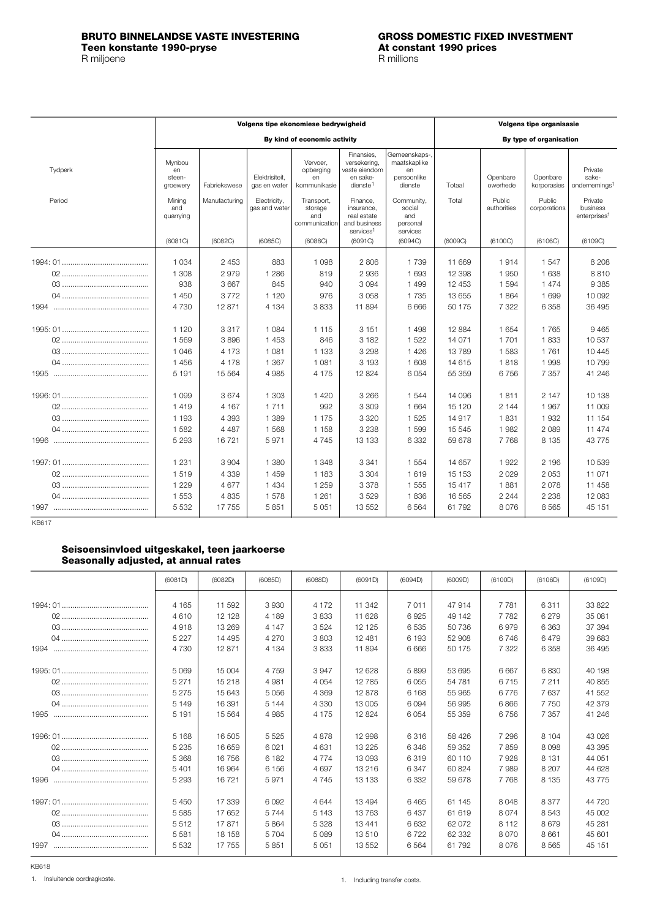# BRUTO BINNELANDSE VASTE INVESTERING
**Teen konstante 1990-pryse**
R miljoene

# GROSS DOMESTIC FIXED INVESTMENT
**At constant 1990 prices**
R millions

| Tydperk / Period | Volgens tipe ekonomiese bedrywigheid / By kind of economic activity | | | | | | Volgens tipe organisasie / By type of organisation | | | |
|---|---|---|---|---|---|---|---|---|---|---|
| | Mynbou en steengroewery / Mining and quarrying | Fabriekswese / Manufacturing | Elektrisiteit, gas en water / Electricity, gas and water | Vervoer, opberging en kommunikasie / Transport, storage and communication | Finansies, versekering, vaste eiendom en sakedienste[1] / Finance, insurance, real estate and business services[1] | Gemeenskaps-, maatskaplike en persoonlike dienste / Community, social and personal services | Totaal / Total | Openbare owerhede / Public authorities | Openbare korporasies / Public corporations | Private sake-ondernemings[1] / Private business enterprises[1] |
| | (6081C) | (6082C) | (6085C) | (6088C) | (6091C) | (6094C) | (6009C) | (6100C) | (6106C) | (6109C) |
| 1994: 01 | 1 034 | 2 453 | 883 | 1 098 | 2 806 | 1 739 | 11 669 | 1 914 | 1 547 | 8 208 |
| 02 | 1 308 | 2 979 | 1 286 | 819 | 2 936 | 1 693 | 12 398 | 1 950 | 1 638 | 8 810 |
| 03 | 938 | 3 667 | 845 | 940 | 3 094 | 1 499 | 12 453 | 1 594 | 1 474 | 9 385 |
| 04 | 1 450 | 3 772 | 1 120 | 976 | 3 058 | 1 735 | 13 655 | 1 864 | 1 699 | 10 092 |
| 1994 | 4 730 | 12 871 | 4 134 | 3 833 | 11 894 | 6 666 | 50 175 | 7 322 | 6 358 | 36 495 |
| 1995: 01 | 1 120 | 3 317 | 1 084 | 1 115 | 3 151 | 1 498 | 12 884 | 1 654 | 1 765 | 9 465 |
| 02 | 1 569 | 3 896 | 1 453 | 846 | 3 182 | 1 522 | 14 071 | 1 701 | 1 833 | 10 537 |
| 03 | 1 046 | 4 173 | 1 081 | 1 133 | 3 298 | 1 426 | 13 789 | 1 583 | 1 761 | 10 445 |
| 04 | 1 456 | 4 178 | 1 367 | 1 081 | 3 193 | 1 608 | 14 615 | 1 818 | 1 998 | 10 799 |
| 1995 | 5 191 | 15 564 | 4 985 | 4 175 | 12 824 | 6 054 | 55 359 | 6 756 | 7 357 | 41 246 |
| 1996: 01 | 1 099 | 3 674 | 1 303 | 1 420 | 3 266 | 1 544 | 14 096 | 1 811 | 2 147 | 10 138 |
| 02 | 1 419 | 4 167 | 1 711 | 992 | 3 309 | 1 664 | 15 120 | 2 144 | 1 967 | 11 009 |
| 03 | 1 193 | 4 393 | 1 389 | 1 175 | 3 320 | 1 525 | 14 917 | 1 831 | 1 932 | 11 154 |
| 04 | 1 582 | 4 487 | 1 568 | 1 158 | 3 238 | 1 599 | 15 545 | 1 982 | 2 089 | 11 474 |
| 1996 | 5 293 | 16 721 | 5 971 | 4 745 | 13 133 | 6 332 | 59 678 | 7 768 | 8 135 | 43 775 |
| 1997: 01 | 1 231 | 3 904 | 1 380 | 1 348 | 3 341 | 1 554 | 14 657 | 1 922 | 2 196 | 10 539 |
| 02 | 1 519 | 4 339 | 1 459 | 1 183 | 3 304 | 1 619 | 15 153 | 2 029 | 2 053 | 11 071 |
| 03 | 1 229 | 4 677 | 1 434 | 1 259 | 3 378 | 1 555 | 15 417 | 1 881 | 2 078 | 11 458 |
| 04 | 1 553 | 4 835 | 1 578 | 1 261 | 3 529 | 1 836 | 16 565 | 2 244 | 2 238 | 12 083 |
| 1997 | 5 532 | 17 755 | 5 851 | 5 051 | 13 552 | 6 564 | 61 792 | 8 076 | 8 565 | 45 151 |

KB617

## Seisoensinvloed uitgeskakel, teen jaarkoerse
## Seasonally adjusted, at annual rates

| | (6081D) | (6082D) | (6085D) | (6088D) | (6091D) | (6094D) | (6009D) | (6100D) | (6106D) | (6109D) |
|---|---|---|---|---|---|---|---|---|---|---|
| 1994: 01 | 4 165 | 11 592 | 3 930 | 4 172 | 11 342 | 7 011 | 47 914 | 7 781 | 6 311 | 33 822 |
| 02 | 4 610 | 12 128 | 4 189 | 3 833 | 11 628 | 6 925 | 49 142 | 7 782 | 6 279 | 35 081 |
| 03 | 4 918 | 13 269 | 4 147 | 3 524 | 12 125 | 6 535 | 50 736 | 6 979 | 6 363 | 37 394 |
| 04 | 5 227 | 14 495 | 4 270 | 3 803 | 12 481 | 6 193 | 52 908 | 6 746 | 6 479 | 39 683 |
| 1994 | 4 730 | 12 871 | 4 134 | 3 833 | 11 894 | 6 666 | 50 175 | 7 322 | 6 358 | 36 495 |
| 1995: 01 | 5 069 | 15 004 | 4 759 | 3 947 | 12 628 | 5 899 | 53 695 | 6 667 | 6 830 | 40 198 |
| 02 | 5 271 | 15 218 | 4 981 | 4 054 | 12 785 | 6 055 | 54 781 | 6 715 | 7 211 | 40 855 |
| 03 | 5 275 | 15 643 | 5 056 | 4 369 | 12 878 | 6 168 | 55 965 | 6 776 | 7 637 | 41 552 |
| 04 | 5 149 | 16 391 | 5 144 | 4 330 | 13 005 | 6 094 | 56 995 | 6 866 | 7 750 | 42 379 |
| 1995 | 5 191 | 15 564 | 4 985 | 4 175 | 12 824 | 6 054 | 55 359 | 6 756 | 7 357 | 41 246 |
| 1996: 01 | 5 168 | 16 505 | 5 525 | 4 878 | 12 998 | 6 316 | 58 426 | 7 296 | 8 104 | 43 026 |
| 02 | 5 235 | 16 659 | 6 021 | 4 631 | 13 225 | 6 346 | 59 352 | 7 859 | 8 098 | 43 395 |
| 03 | 5 368 | 16 756 | 6 182 | 4 774 | 13 093 | 6 319 | 60 110 | 7 928 | 8 131 | 44 051 |
| 04 | 5 401 | 16 964 | 6 156 | 4 697 | 13 216 | 6 347 | 60 824 | 7 989 | 8 207 | 44 628 |
| 1996 | 5 293 | 16 721 | 5 971 | 4 745 | 13 133 | 6 332 | 59 678 | 7 768 | 8 135 | 43 775 |
| 1997: 01 | 5 450 | 17 339 | 6 092 | 4 644 | 13 494 | 6 465 | 61 145 | 8 048 | 8 377 | 44 720 |
| 02 | 5 585 | 17 652 | 5 744 | 5 143 | 13 763 | 6 437 | 61 619 | 8 074 | 8 543 | 45 002 |
| 03 | 5 512 | 17 871 | 5 864 | 5 328 | 13 441 | 6 632 | 62 072 | 8 112 | 8 679 | 45 281 |
| 04 | 5 581 | 18 158 | 5 704 | 5 089 | 13 510 | 6 722 | 62 332 | 8 070 | 8 661 | 45 601 |
| 1997 | 5 532 | 17 755 | 5 851 | 5 051 | 13 552 | 6 564 | 61 792 | 8 076 | 8 565 | 45 151 |

KB618

1. Insluitende oordragkoste.

1. Including transfer costs.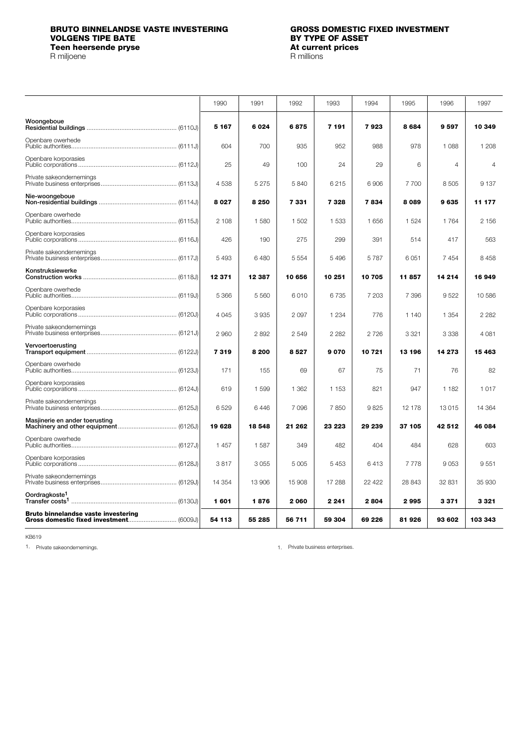## BRUTO BINNELANDSE VASTE INVESTERING VOLGENS TIPE BATE

**Teen heersende pryse**

R miljoene

## GROSS DOMESTIC FIXED INVESTMENT BY TYPE OF ASSET

**At current prices**

R millions

| | 1990 | 1991 | 1992 | 1993 | 1994 | 1995 | 1996 | 1997 |
|---|---|---|---|---|---|---|---|---|
| **Woongeboue / Residential buildings** (6110J) | **5 167** | **6 024** | **6 875** | **7 191** | **7 923** | **8 684** | **9 597** | **10 349** |
| Openbare owerhede / Public authorities (6111J) | 604 | 700 | 935 | 952 | 988 | 978 | 1 088 | 1 208 |
| Openbare korporasies / Public corporations (6112J) | 25 | 49 | 100 | 24 | 29 | 6 | 4 | 4 |
| Private sakeondernemings / Private business enterprises (6113J) | 4 538 | 5 275 | 5 840 | 6 215 | 6 906 | 7 700 | 8 505 | 9 137 |
| **Nie-woongeboue / Non-residential buildings** (6114J) | **8 027** | **8 250** | **7 331** | **7 328** | **7 834** | **8 089** | **9 635** | **11 177** |
| Openbare owerhede / Public authorities (6115J) | 2 108 | 1 580 | 1 502 | 1 533 | 1 656 | 1 524 | 1 764 | 2 156 |
| Openbare korporasies / Public corporations (6116J) | 426 | 190 | 275 | 299 | 391 | 514 | 417 | 563 |
| Private sakeondernemings / Private business enterprises (6117J) | 5 493 | 6 480 | 5 554 | 5 496 | 5 787 | 6 051 | 7 454 | 8 458 |
| **Konstruksiewerke / Construction works** (6118J) | **12 371** | **12 387** | **10 656** | **10 251** | **10 705** | **11 857** | **14 214** | **16 949** |
| Openbare owerhede / Public authorities (6119J) | 5 366 | 5 560 | 6 010 | 6 735 | 7 203 | 7 396 | 9 522 | 10 586 |
| Openbare korporasies / Public corporations (6120J) | 4 045 | 3 935 | 2 097 | 1 234 | 776 | 1 140 | 1 354 | 2 282 |
| Private sakeondernemings / Private business enterprises (6121J) | 2 960 | 2 892 | 2 549 | 2 282 | 2 726 | 3 321 | 3 338 | 4 081 |
| **Vervoertoerusting / Transport equipment** (6122J) | **7 319** | **8 200** | **8 527** | **9 070** | **10 721** | **13 196** | **14 273** | **15 463** |
| Openbare owerhede / Public authorities (6123J) | 171 | 155 | 69 | 67 | 75 | 71 | 76 | 82 |
| Openbare korporasies / Public corporations (6124J) | 619 | 1 599 | 1 362 | 1 153 | 821 | 947 | 1 182 | 1 017 |
| Private sakeondernemings / Private business enterprises (6125J) | 6 529 | 6 446 | 7 096 | 7 850 | 9 825 | 12 178 | 13 015 | 14 364 |
| **Masjinerie en ander toerusting / Machinery and other equipment** (6126J) | **19 628** | **18 548** | **21 262** | **23 223** | **29 239** | **37 105** | **42 512** | **46 084** |
| Openbare owerhede / Public authorities (6127J) | 1 457 | 1 587 | 349 | 482 | 404 | 484 | 628 | 603 |
| Openbare korporasies / Public corporations (6128J) | 3 817 | 3 055 | 5 005 | 5 453 | 6 413 | 7 778 | 9 053 | 9 551 |
| Private sakeondernemings / Private business enterprises (6129J) | 14 354 | 13 906 | 15 908 | 17 288 | 22 422 | 28 843 | 32 831 | 35 930 |
| **Oordragkoste[1] / Transfer costs[1]** (6130J) | **1 601** | **1 876** | **2 060** | **2 241** | **2 804** | **2 995** | **3 371** | **3 321** |
| **Bruto binnelandse vaste investering / Gross domestic fixed investment** (6009J) | **54 113** | **55 285** | **56 711** | **59 304** | **69 226** | **81 926** | **93 602** | **103 343** |

KB619

1. Private sakeondernemings.

1. Private business enterprises.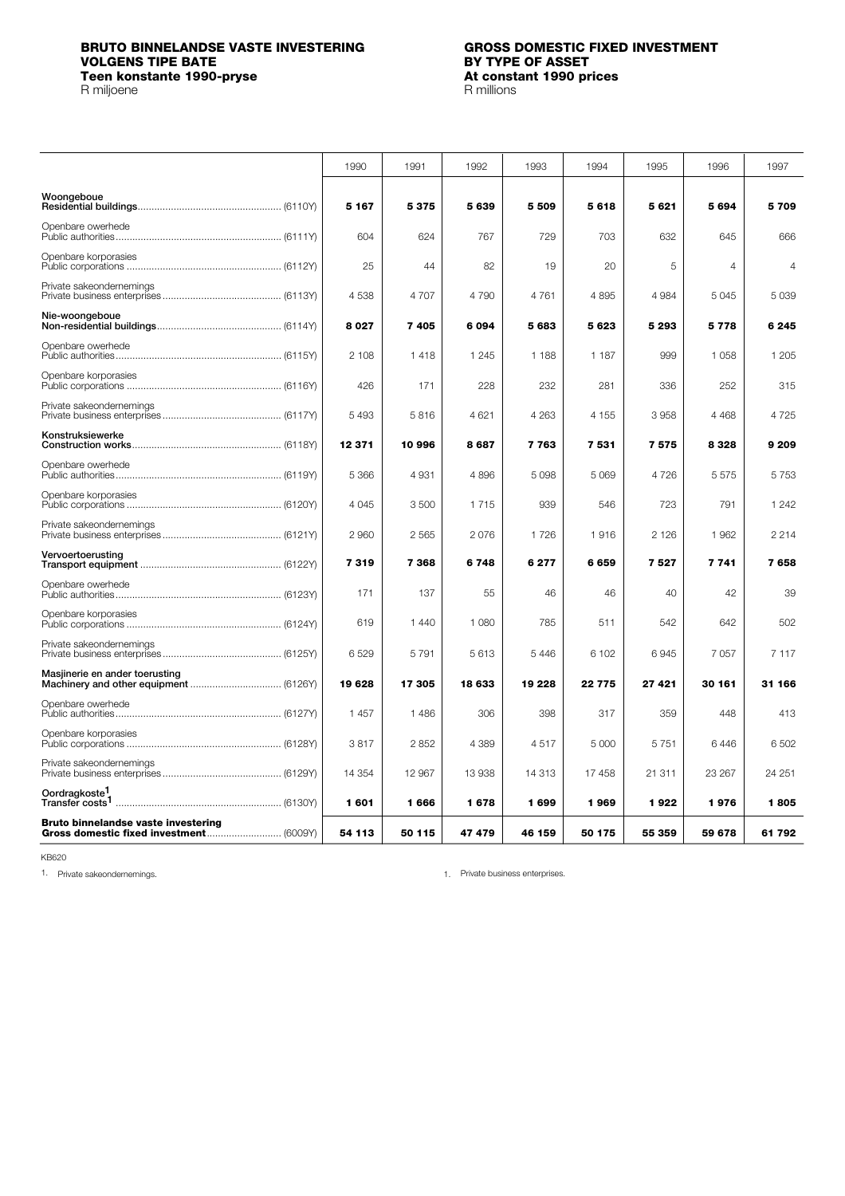## BRUTO BINNELANDSE VASTE INVESTERING VOLGENS TIPE BATE
### Teen konstante 1990-pryse
R miljoene

## GROSS DOMESTIC FIXED INVESTMENT BY TYPE OF ASSET
### At constant 1990 prices
R millions

| | 1990 | 1991 | 1992 | 1993 | 1994 | 1995 | 1996 | 1997 |
|---|---|---|---|---|---|---|---|---|
| **Woongeboue**<br>**Residential buildings** (6110Y) | **5 167** | **5 375** | **5 639** | **5 509** | **5 618** | **5 621** | **5 694** | **5 709** |
| Openbare owerhede<br>Public authorities (6111Y) | 604 | 624 | 767 | 729 | 703 | 632 | 645 | 666 |
| Openbare korporasies<br>Public corporations (6112Y) | 25 | 44 | 82 | 19 | 20 | 5 | 4 | 4 |
| Private sakeondernemings<br>Private business enterprises (6113Y) | 4 538 | 4 707 | 4 790 | 4 761 | 4 895 | 4 984 | 5 045 | 5 039 |
| **Nie-woongeboue**<br>**Non-residential buildings** (6114Y) | **8 027** | **7 405** | **6 094** | **5 683** | **5 623** | **5 293** | **5 778** | **6 245** |
| Openbare owerhede<br>Public authorities (6115Y) | 2 108 | 1 418 | 1 245 | 1 188 | 1 187 | 999 | 1 058 | 1 205 |
| Openbare korporasies<br>Public corporations (6116Y) | 426 | 171 | 228 | 232 | 281 | 336 | 252 | 315 |
| Private sakeondernemings<br>Private business enterprises (6117Y) | 5 493 | 5 816 | 4 621 | 4 263 | 4 155 | 3 958 | 4 468 | 4 725 |
| **Konstruksiewerke**<br>**Construction works** (6118Y) | **12 371** | **10 996** | **8 687** | **7 763** | **7 531** | **7 575** | **8 328** | **9 209** |
| Openbare owerhede<br>Public authorities (6119Y) | 5 366 | 4 931 | 4 896 | 5 098 | 5 069 | 4 726 | 5 575 | 5 753 |
| Openbare korporasies<br>Public corporations (6120Y) | 4 045 | 3 500 | 1 715 | 939 | 546 | 723 | 791 | 1 242 |
| Private sakeondernemings<br>Private business enterprises (6121Y) | 2 960 | 2 565 | 2 076 | 1 726 | 1 916 | 2 126 | 1 962 | 2 214 |
| **Vervoertoerusting**<br>**Transport equipment** (6122Y) | **7 319** | **7 368** | **6 748** | **6 277** | **6 659** | **7 527** | **7 741** | **7 658** |
| Openbare owerhede<br>Public authorities (6123Y) | 171 | 137 | 55 | 46 | 46 | 40 | 42 | 39 |
| Openbare korporasies<br>Public corporations (6124Y) | 619 | 1 440 | 1 080 | 785 | 511 | 542 | 642 | 502 |
| Private sakeondernemings<br>Private business enterprises (6125Y) | 6 529 | 5 791 | 5 613 | 5 446 | 6 102 | 6 945 | 7 057 | 7 117 |
| **Masjinerie en ander toerusting**<br>**Machinery and other equipment** (6126Y) | **19 628** | **17 305** | **18 633** | **19 228** | **22 775** | **27 421** | **30 161** | **31 166** |
| Openbare owerhede<br>Public authorities (6127Y) | 1 457 | 1 486 | 306 | 398 | 317 | 359 | 448 | 413 |
| Openbare korporasies<br>Public corporations (6128Y) | 3 817 | 2 852 | 4 389 | 4 517 | 5 000 | 5 751 | 6 446 | 6 502 |
| Private sakeondernemings<br>Private business enterprises (6129Y) | 14 354 | 12 967 | 13 938 | 14 313 | 17 458 | 21 311 | 23 267 | 24 251 |
| **Oordragkoste**[1]<br>**Transfer costs**[1] (6130Y) | **1 601** | **1 666** | **1 678** | **1 699** | **1 969** | **1 922** | **1 976** | **1 805** |
| **Bruto binnelandse vaste investering**<br>**Gross domestic fixed investment** (6009Y) | **54 113** | **50 115** | **47 479** | **46 159** | **50 175** | **55 359** | **59 678** | **61 792** |

KB620

1. Private sakeondernemings.

1. Private business enterprises.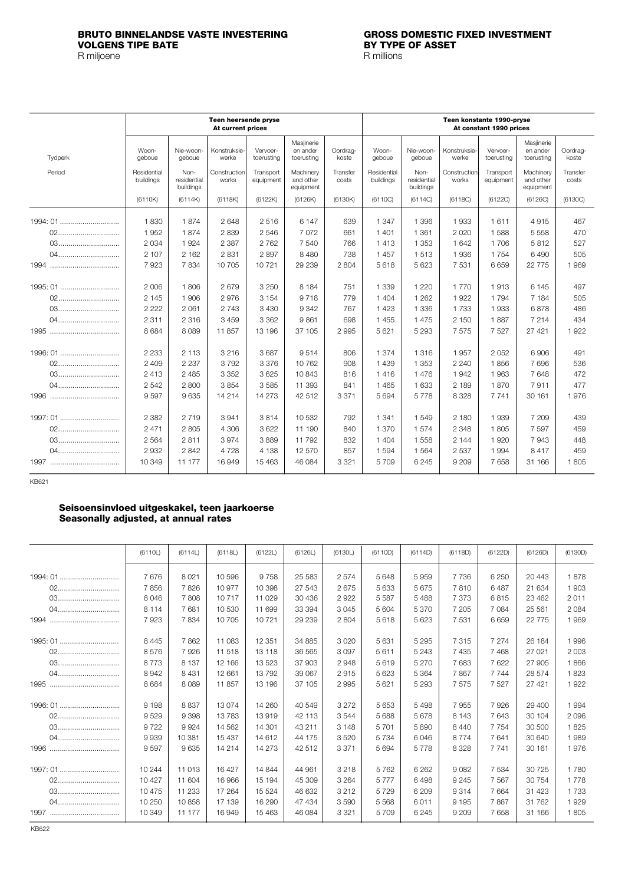**BRUTO BINNELANDSE VASTE INVESTERING VOLGENS TIPE BATE**
R miljoene

**GROSS DOMESTIC FIXED INVESTMENT BY TYPE OF ASSET**
R millions

| Tydperk / Period | Teen heersende pryse / At current prices | | | | | | Teen konstante 1990-pryse / At constant 1990 prices | | | | | |
|---|---|---|---|---|---|---|---|---|---|---|---|---|
| | Woon-geboue / Residential buildings | Nie-woon-geboue / Non-residential buildings | Konstruksie-werke / Construction works | Vervoer-toerusting / Transport equipment | Masjinerie en ander toerusting / Machinery and other equipment | Oordrag-koste / Transfer costs | Woon-geboue / Residential buildings | Nie-woon-geboue / Non-residential buildings | Konstruksie-werke / Construction works | Vervoer-toerusting / Transport equipment | Masjinerie en ander toerusting / Machinery and other equipment | Oordrag-koste / Transfer costs |
| | (6110K) | (6114K) | (6118K) | (6122K) | (6126K) | (6130K) | (6110C) | (6114C) | (6118C) | (6122C) | (6126C) | (6130C) |
| 1994: 01 | 1 830 | 1 874 | 2 648 | 2 516 | 6 147 | 639 | 1 347 | 1 396 | 1 933 | 1 611 | 4 915 | 467 |
| 02 | 1 952 | 1 874 | 2 839 | 2 546 | 7 072 | 661 | 1 401 | 1 361 | 2 020 | 1 588 | 5 558 | 470 |
| 03 | 2 034 | 1 924 | 2 387 | 2 762 | 7 540 | 766 | 1 413 | 1 353 | 1 642 | 1 706 | 5 812 | 527 |
| 04 | 2 107 | 2 162 | 2 831 | 2 897 | 8 480 | 738 | 1 457 | 1 513 | 1 936 | 1 754 | 6 490 | 505 |
| 1994 | 7 923 | 7 834 | 10 705 | 10 721 | 29 239 | 2 804 | 5 618 | 5 623 | 7 531 | 6 659 | 22 775 | 1 969 |
| 1995: 01 | 2 006 | 1 806 | 2 679 | 3 250 | 8 184 | 751 | 1 339 | 1 220 | 1 770 | 1 913 | 6 145 | 497 |
| 02 | 2 145 | 1 906 | 2 976 | 3 154 | 9 718 | 779 | 1 404 | 1 262 | 1 922 | 1 794 | 7 184 | 505 |
| 03 | 2 222 | 2 061 | 2 743 | 3 430 | 9 342 | 767 | 1 423 | 1 336 | 1 733 | 1 933 | 6 878 | 486 |
| 04 | 2 311 | 2 316 | 3 459 | 3 362 | 9 861 | 698 | 1 455 | 1 475 | 2 150 | 1 887 | 7 214 | 434 |
| 1995 | 8 684 | 8 089 | 11 857 | 13 196 | 37 105 | 2 995 | 5 621 | 5 293 | 7 575 | 7 527 | 27 421 | 1 922 |
| 1996: 01 | 2 233 | 2 113 | 3 216 | 3 687 | 9 514 | 806 | 1 374 | 1 316 | 1 957 | 2 052 | 6 906 | 491 |
| 02 | 2 409 | 2 237 | 3 792 | 3 376 | 10 762 | 908 | 1 439 | 1 353 | 2 240 | 1 856 | 7 696 | 536 |
| 03 | 2 413 | 2 485 | 3 352 | 3 625 | 10 843 | 816 | 1 416 | 1 476 | 1 942 | 1 963 | 7 648 | 472 |
| 04 | 2 542 | 2 800 | 3 854 | 3 585 | 11 393 | 841 | 1 465 | 1 633 | 2 189 | 1 870 | 7 911 | 477 |
| 1996 | 9 597 | 9 635 | 14 214 | 14 273 | 42 512 | 3 371 | 5 694 | 5 778 | 8 328 | 7 741 | 30 161 | 1 976 |
| 1997: 01 | 2 382 | 2 719 | 3 941 | 3 814 | 10 532 | 792 | 1 341 | 1 549 | 2 180 | 1 939 | 7 209 | 439 |
| 02 | 2 471 | 2 805 | 4 306 | 3 622 | 11 190 | 840 | 1 370 | 1 574 | 2 348 | 1 805 | 7 597 | 459 |
| 03 | 2 564 | 2 811 | 3 974 | 3 889 | 11 792 | 832 | 1 404 | 1 558 | 2 144 | 1 920 | 7 943 | 448 |
| 04 | 2 932 | 2 842 | 4 728 | 4 138 | 12 570 | 857 | 1 594 | 1 564 | 2 537 | 1 994 | 8 417 | 459 |
| 1997 | 10 349 | 11 177 | 16 949 | 15 463 | 46 084 | 3 321 | 5 709 | 6 245 | 9 209 | 7 658 | 31 166 | 1 805 |

KB621

**Seisoensinvloed uitgeskakel, teen jaarkoerse**
**Seasonally adjusted, at annual rates**

| | (6110L) | (6114L) | (6118L) | (6122L) | (6126L) | (6130L) | (6110D) | (6114D) | (6118D) | (6122D) | (6126D) | (6130D) |
|---|---|---|---|---|---|---|---|---|---|---|---|---|
| 1994: 01 | 7 676 | 8 021 | 10 596 | 9 758 | 25 583 | 2 574 | 5 648 | 5 959 | 7 736 | 6 250 | 20 443 | 1 878 |
| 02 | 7 856 | 7 826 | 10 977 | 10 398 | 27 543 | 2 675 | 5 633 | 5 675 | 7 810 | 6 487 | 21 634 | 1 903 |
| 03 | 8 046 | 7 808 | 10 717 | 11 029 | 30 436 | 2 922 | 5 587 | 5 488 | 7 373 | 6 815 | 23 462 | 2 011 |
| 04 | 8 114 | 7 681 | 10 530 | 11 699 | 33 394 | 3 045 | 5 604 | 5 370 | 7 205 | 7 084 | 25 561 | 2 084 |
| 1994 | 7 923 | 7 834 | 10 705 | 10 721 | 29 239 | 2 804 | 5 618 | 5 623 | 7 531 | 6 659 | 22 775 | 1 969 |
| 1995: 01 | 8 445 | 7 862 | 11 083 | 12 351 | 34 885 | 3 020 | 5 631 | 5 295 | 7 315 | 7 274 | 26 184 | 1 996 |
| 02 | 8 576 | 7 926 | 11 518 | 13 118 | 36 565 | 3 097 | 5 611 | 5 243 | 7 435 | 7 468 | 27 021 | 2 003 |
| 03 | 8 773 | 8 137 | 12 166 | 13 523 | 37 903 | 2 948 | 5 619 | 5 270 | 7 683 | 7 622 | 27 905 | 1 866 |
| 04 | 8 942 | 8 431 | 12 661 | 13 792 | 39 067 | 2 915 | 5 623 | 5 364 | 7 867 | 7 744 | 28 574 | 1 823 |
| 1995 | 8 684 | 8 089 | 11 857 | 13 196 | 37 105 | 2 995 | 5 621 | 5 293 | 7 575 | 7 527 | 27 421 | 1 922 |
| 1996: 01 | 9 198 | 8 837 | 13 074 | 14 260 | 40 549 | 3 272 | 5 653 | 5 498 | 7 955 | 7 926 | 29 400 | 1 994 |
| 02 | 9 529 | 9 398 | 13 783 | 13 919 | 42 113 | 3 544 | 5 688 | 5 678 | 8 143 | 7 643 | 30 104 | 2 096 |
| 03 | 9 722 | 9 924 | 14 562 | 14 301 | 43 211 | 3 148 | 5 701 | 5 890 | 8 440 | 7 754 | 30 500 | 1 825 |
| 04 | 9 939 | 10 381 | 15 437 | 14 612 | 44 175 | 3 520 | 5 734 | 6 046 | 8 774 | 7 641 | 30 640 | 1 989 |
| 1996 | 9 597 | 9 635 | 14 214 | 14 273 | 42 512 | 3 371 | 5 694 | 5 778 | 8 328 | 7 741 | 30 161 | 1 976 |
| 1997: 01 | 10 244 | 11 013 | 16 427 | 14 844 | 44 961 | 3 218 | 5 762 | 6 262 | 9 082 | 7 534 | 30 725 | 1 780 |
| 02 | 10 427 | 11 604 | 16 966 | 15 194 | 45 309 | 3 264 | 5 777 | 6 498 | 9 245 | 7 567 | 30 754 | 1 778 |
| 03 | 10 475 | 11 233 | 17 264 | 15 524 | 46 632 | 3 212 | 5 729 | 6 209 | 9 314 | 7 664 | 31 423 | 1 733 |
| 04 | 10 250 | 10 858 | 17 139 | 16 290 | 47 434 | 3 590 | 5 568 | 6 011 | 9 195 | 7 867 | 31 762 | 1 929 |
| 1997 | 10 349 | 11 177 | 16 949 | 15 463 | 46 084 | 3 321 | 5 709 | 6 245 | 9 209 | 7 658 | 31 166 | 1 805 |

KB622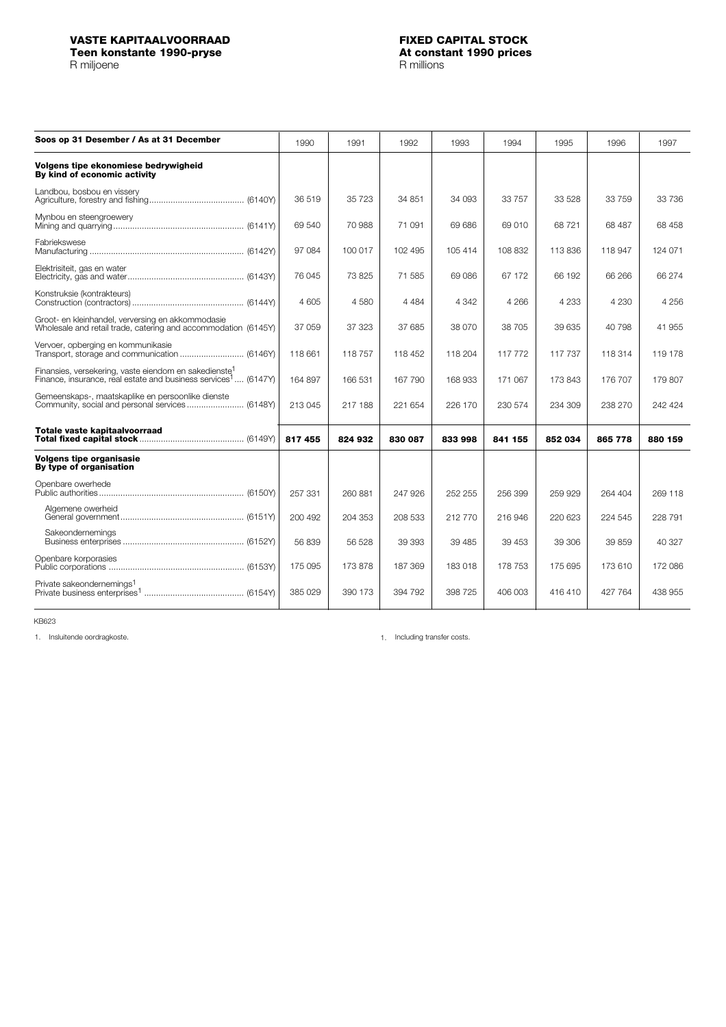**VASTE KAPITAALVOORRAAD**
**Teen konstante 1990-pryse**
R miljoene

**FIXED CAPITAL STOCK**
**At constant 1990 prices**
R millions

| Soos op 31 Desember / As at 31 December | 1990 | 1991 | 1992 | 1993 | 1994 | 1995 | 1996 | 1997 |
|---|---|---|---|---|---|---|---|---|
| **Volgens tipe ekonomiese bedrywigheid / By kind of economic activity** | | | | | | | | |
| Landbou, bosbou en vissery / Agriculture, forestry and fishing (6140Y) | 36 519 | 35 723 | 34 851 | 34 093 | 33 757 | 33 528 | 33 759 | 33 736 |
| Mynbou en steengroewery / Mining and quarrying (6141Y) | 69 540 | 70 988 | 71 091 | 69 686 | 69 010 | 68 721 | 68 487 | 68 458 |
| Fabriekswese / Manufacturing (6142Y) | 97 084 | 100 017 | 102 495 | 105 414 | 108 832 | 113 836 | 118 947 | 124 071 |
| Elektrisiteit, gas en water / Electricity, gas and water (6143Y) | 76 045 | 73 825 | 71 585 | 69 086 | 67 172 | 66 192 | 66 266 | 66 274 |
| Konstruksie (kontrakteurs) / Construction (contractors) (6144Y) | 4 605 | 4 580 | 4 484 | 4 342 | 4 266 | 4 233 | 4 230 | 4 256 |
| Groot- en kleinhandel, versersing en akkommodasie / Wholesale and retail trade, catering and accommodation (6145Y) | 37 059 | 37 323 | 37 685 | 38 070 | 38 705 | 39 635 | 40 798 | 41 955 |
| Vervoer, opberging en kommunikasie / Transport, storage and communication (6146Y) | 118 661 | 118 757 | 118 452 | 118 204 | 117 772 | 117 737 | 118 314 | 119 178 |
| Finansies, versekering, vaste eiendom en sakedienste[1] / Finance, insurance, real estate and business services[1] (6147Y) | 164 897 | 166 531 | 167 790 | 168 933 | 171 067 | 173 843 | 176 707 | 179 807 |
| Gemeenskaps-, maatskaplike en persoonlike dienste / Community, social and personal services (6148Y) | 213 045 | 217 188 | 221 654 | 226 170 | 230 574 | 234 309 | 238 270 | 242 424 |
| **Totale vaste kapitaalvoorraad / Total fixed capital stock (6149Y)** | **817 455** | **824 932** | **830 087** | **833 998** | **841 155** | **852 034** | **865 778** | **880 159** |
| **Volgens tipe organisasie / By type of organisation** | | | | | | | | |
| Openbare owerhede / Public authorities (6150Y) | 257 331 | 260 881 | 247 926 | 252 255 | 256 399 | 259 929 | 264 404 | 269 118 |
| Algemene owerheid / General government (6151Y) | 200 492 | 204 353 | 208 533 | 212 770 | 216 946 | 220 623 | 224 545 | 228 791 |
| Sakeondernemings / Business enterprises (6152Y) | 56 839 | 56 528 | 39 393 | 39 485 | 39 453 | 39 306 | 39 859 | 40 327 |
| Openbare korporasies / Public corporations (6153Y) | 175 095 | 173 878 | 187 369 | 183 018 | 178 753 | 175 695 | 173 610 | 172 086 |
| Private sakeondernemings[1] / Private business enterprises[1] (6154Y) | 385 029 | 390 173 | 394 792 | 398 725 | 406 003 | 416 410 | 427 764 | 438 955 |

KB623

1. Insluitende oordragkoste.

1. Including transfer costs.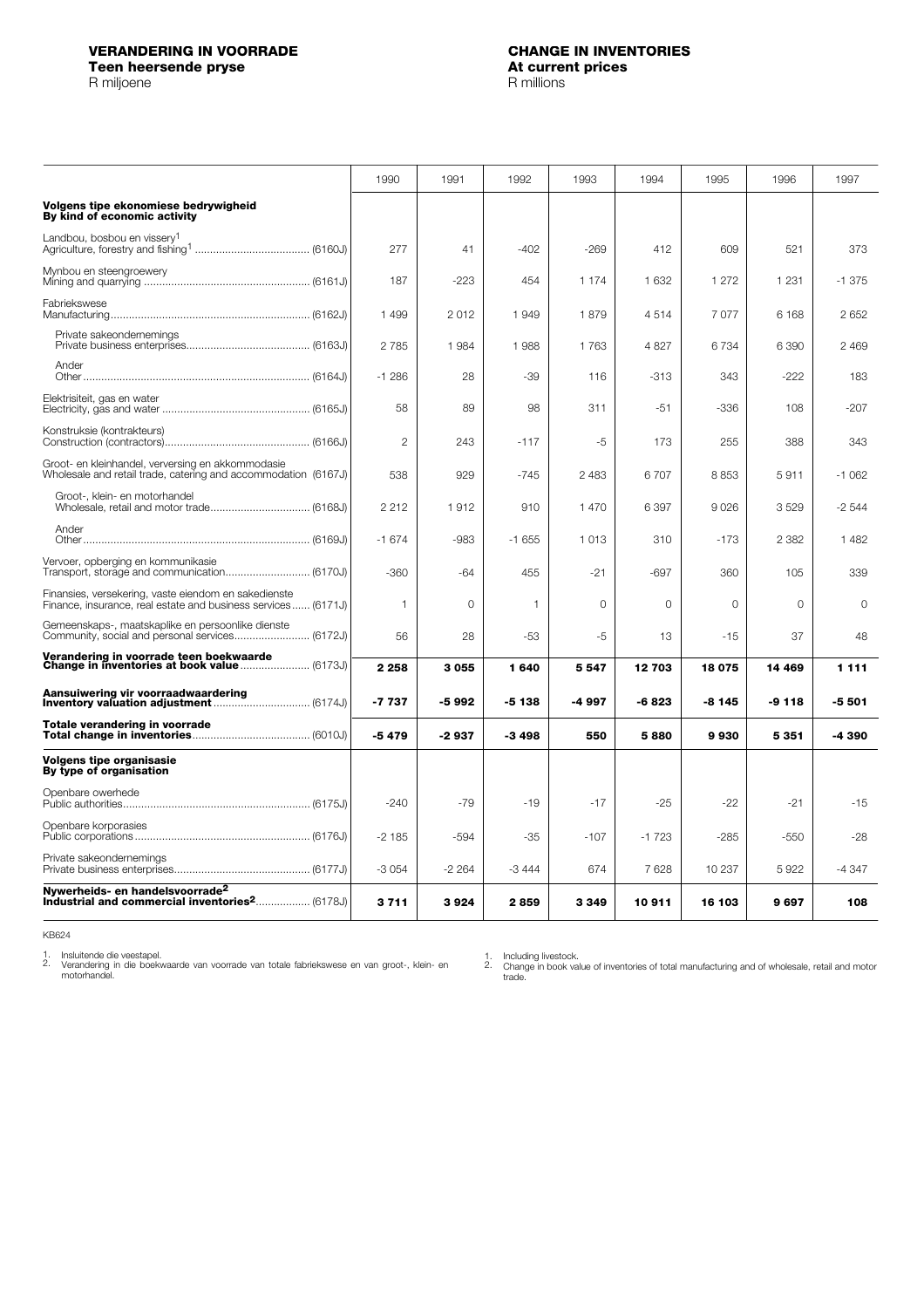## VERANDERING IN VOORRADE
**Teen heersende pryse**
R miljoene

## CHANGE IN INVENTORIES
**At current prices**
R millions

| | 1990 | 1991 | 1992 | 1993 | 1994 | 1995 | 1996 | 1997 |
|---|---|---|---|---|---|---|---|---|
| **Volgens tipe ekonomiese bedrywigheid** **By kind of economic activity** | | | | | | | | |
| Landbou, bosbou en vissery[1] Agriculture, forestry and fishing[1] (6160J) | 277 | 41 | -402 | -269 | 412 | 609 | 521 | 373 |
| Mynbou en steengroewery Mining and quarrying (6161J) | 187 | -223 | 454 | 1 174 | 1 632 | 1 272 | 1 231 | -1 375 |
| Fabriekswese Manufacturing (6162J) | 1 499 | 2 012 | 1 949 | 1 879 | 4 514 | 7 077 | 6 168 | 2 652 |
| Private sakeondernemings Private business enterprises (6163J) | 2 785 | 1 984 | 1 988 | 1 763 | 4 827 | 6 734 | 6 390 | 2 469 |
| Ander Other (6164J) | -1 286 | 28 | -39 | 116 | -313 | 343 | -222 | 183 |
| Elektrisiteit, gas en water Electricity, gas and water (6165J) | 58 | 89 | 98 | 311 | -51 | -336 | 108 | -207 |
| Konstruksie (kontrakteurs) Construction (contractors) (6166J) | 2 | 243 | -117 | -5 | 173 | 255 | 388 | 343 |
| Groot- en kleinhandel, verversing en akkommodasie Wholesale and retail trade, catering and accommodation (6167J) | 538 | 929 | -745 | 2 483 | 6 707 | 8 853 | 5 911 | -1 062 |
| Groot-, klein- en motorhandel Wholesale, retail and motor trade (6168J) | 2 212 | 1 912 | 910 | 1 470 | 6 397 | 9 026 | 3 529 | -2 544 |
| Ander Other (6169J) | -1 674 | -983 | -1 655 | 1 013 | 310 | -173 | 2 382 | 1 482 |
| Vervoer, opberging en kommunikasie Transport, storage and communication (6170J) | -360 | -64 | 455 | -21 | -697 | 360 | 105 | 339 |
| Finansies, versekering, vaste eiendom en sakedienste Finance, insurance, real estate and business services (6171J) | 1 | 0 | 1 | 0 | 0 | 0 | 0 | 0 |
| Gemeenskaps-, maatskaplike en persoonlike dienste Community, social and personal services (6172J) | 56 | 28 | -53 | -5 | 13 | -15 | 37 | 48 |
| **Verandering in voorrade teen boekwaarde** **Change in inventories at book value** (6173J) | **2 258** | **3 055** | **1 640** | **5 547** | **12 703** | **18 075** | **14 469** | **1 111** |
| **Aansuiwering vir voorraadwaardering** **Inventory valuation adjustment** (6174J) | **-7 737** | **-5 992** | **-5 138** | **-4 997** | **-6 823** | **-8 145** | **-9 118** | **-5 501** |
| **Totale verandering in voorrade** **Total change in inventories** (6010J) | **-5 479** | **-2 937** | **-3 498** | **550** | **5 880** | **9 930** | **5 351** | **-4 390** |
| **Volgens tipe organisasie** **By type of organisation** | | | | | | | | |
| Openbare owerhede Public authorities (6175J) | -240 | -79 | -19 | -17 | -25 | -22 | -21 | -15 |
| Openbare korporasies Public corporations (6176J) | -2 185 | -594 | -35 | -107 | -1 723 | -285 | -550 | -28 |
| Private sakeondernemings Private business enterprises (6177J) | -3 054 | -2 264 | -3 444 | 674 | 7 628 | 10 237 | 5 922 | -4 347 |
| **Nywerheids- en handelsvoorrade[2]** **Industrial and commercial inventories[2]** (6178J) | **3 711** | **3 924** | **2 859** | **3 349** | **10 911** | **16 103** | **9 697** | **108** |

KB624

1. Insluitende die veestapel.
2. Verandering in die boekwaarde van voorrade van totale fabriekswese en van groot-, klein- en motorhandel.

1. Including livestock.
2. Change in book value of inventories of total manufacturing and of wholesale, retail and motor trade.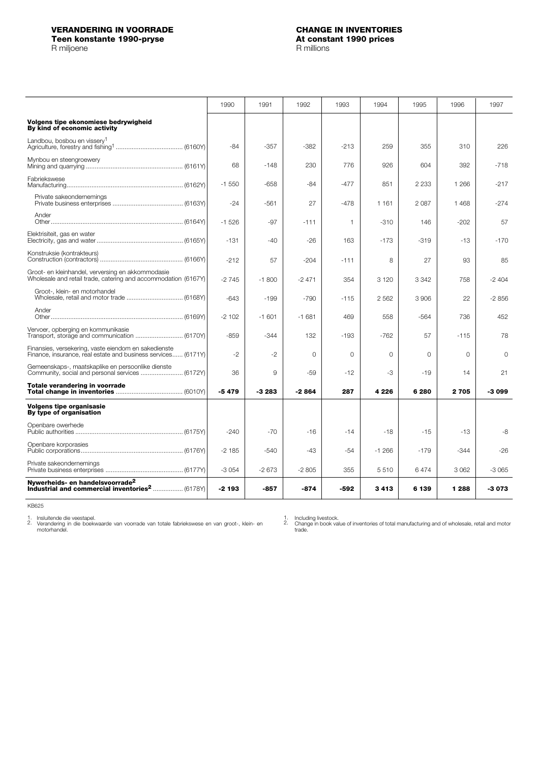## VERANDERING IN VOORRADE

**Teen konstante 1990-pryse**

R miljoene

## CHANGE IN INVENTORIES

**At constant 1990 prices**

R millions

| | 1990 | 1991 | 1992 | 1993 | 1994 | 1995 | 1996 | 1997 |
|---|---|---|---|---|---|---|---|---|
| **Volgens tipe ekonomiese bedrywigheid** **By kind of economic activity** | | | | | | | | |
| Landbou, bosbou en vissery[1] Agriculture, forestry and fishing[1] ...................................... (6160Y) | -84 | -357 | -382 | -213 | 259 | 355 | 310 | 226 |
| Mynbou en steengroewery Mining and quarrying ...................................................... (6161Y) | 68 | -148 | 230 | 776 | 926 | 604 | 392 | -718 |
| Fabriekswese Manufacturing.................................................................. (6162Y) | -1 550 | -658 | -84 | -477 | 851 | 2 233 | 1 266 | -217 |
| Private sakeondernemings Private business enterprises ........................................ (6163Y) | -24 | -561 | 27 | -478 | 1 161 | 2 087 | 1 468 | -274 |
| Ander Other........................................................................... (6164Y) | -1 526 | -97 | -111 | 1 | -310 | 146 | -202 | 57 |
| Elektrisiteit, gas en water Electricity, gas and water ................................................ (6165Y) | -131 | -40 | -26 | 163 | -173 | -319 | -13 | -170 |
| Konstruksie (kontrakteurs) Construction (contractors) ............................................... (6166Y) | -212 | 57 | -204 | -111 | 8 | 27 | 93 | 85 |
| Groot- en kleinhandel, verversing en akkommodasie Wholesale and retail trade, catering and accommodation (6167Y) | -2 745 | -1 800 | -2 471 | 354 | 3 120 | 3 342 | 758 | -2 404 |
| Groot-, klein- en motorhandel Wholesale, retail and motor trade ................................ (6168Y) | -643 | -199 | -790 | -115 | 2 562 | 3 906 | 22 | -2 856 |
| Ander Other........................................................................... (6169Y) | -2 102 | -1 601 | -1 681 | 469 | 558 | -564 | 736 | 452 |
| Vervoer, opberging en kommunikasie Transport, storage and communication ........................... (6170Y) | -859 | -344 | 132 | -193 | -762 | 57 | -115 | 78 |
| Finansies, versekering, vaste eiendom en sakedienste Finance, insurance, real estate and business services...... (6171Y) | -2 | -2 | 0 | 0 | 0 | 0 | 0 | 0 |
| Gemeenskaps-, maatskaplike en persoonlike dienste Community, social and personal services ........................ (6172Y) | 36 | 9 | -59 | -12 | -3 | -19 | 14 | 21 |
| **Totale verandering in voorrade** **Total change in inventories** ...................................... (6010Y) | **-5 479** | **-3 283** | **-2 864** | **287** | **4 226** | **6 280** | **2 705** | **-3 099** |
| **Volgens tipe organisasie** **By type of organisation** | | | | | | | | |
| Openbare owerhede Public authorities ............................................................. (6175Y) | -240 | -70 | -16 | -14 | -18 | -15 | -13 | -8 |
| Openbare korporasies Public corporations.......................................................... (6176Y) | -2 185 | -540 | -43 | -54 | -1 266 | -179 | -344 | -26 |
| Private sakeondernemings Private business enterprises ............................................ (6177Y) | -3 054 | -2 673 | -2 805 | 355 | 5 510 | 6 474 | 3 062 | -3 065 |
| **Nywerheids- en handelsvoorrade[2]** **Industrial and commercial inventories[2]** ................. (6178Y) | **-2 193** | **-857** | **-874** | **-592** | **3 413** | **6 139** | **1 288** | **-3 073** |

KB625

1. Insluitende die veestapel.
2. Verandering in die boekwaarde van voorrade van totale fabriekswese en van groot-, klein- en motorhandel.

1. Including livestock.
2. Change in book value of inventories of total manufacturing and of wholesale, retail and motor trade.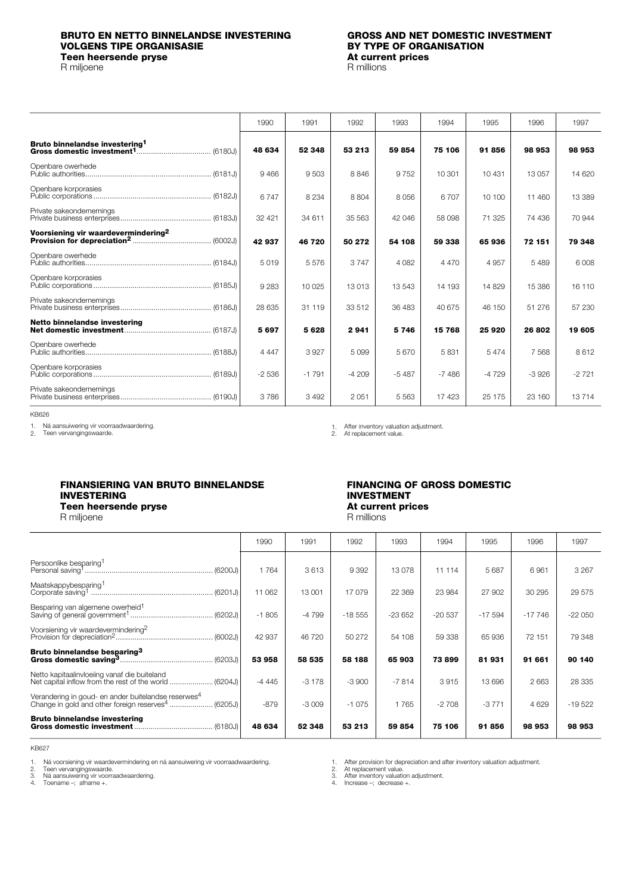## BRUTO EN NETTO BINNELANDSE INVESTERING VOLGENS TIPE ORGANISASIE
**Teen heersende pryse**
R miljoene

## GROSS AND NET DOMESTIC INVESTMENT BY TYPE OF ORGANISATION
**At current prices**
R millions

| | 1990 | 1991 | 1992 | 1993 | 1994 | 1995 | 1996 | 1997 |
|---|---|---|---|---|---|---|---|---|
| **Bruto binnelandse investering[1]** **Gross domestic investment[1]** (6180J) | **48 634** | **52 348** | **53 213** | **59 854** | **75 106** | **91 856** | **98 953** | **98 953** |
| Openbare owerhede Public authorities (6181J) | 9 466 | 9 503 | 8 846 | 9 752 | 10 301 | 10 431 | 13 057 | 14 620 |
| Openbare korporasies Public corporations (6182J) | 6 747 | 8 234 | 8 804 | 8 056 | 6 707 | 10 100 | 11 460 | 13 389 |
| Private sakeondernemings Private business enterprises (6183J) | 32 421 | 34 611 | 35 563 | 42 046 | 58 098 | 71 325 | 74 436 | 70 944 |
| **Voorsiening vir waardevermindering[2]** **Provision for depreciation[2]** (6002J) | **42 937** | **46 720** | **50 272** | **54 108** | **59 338** | **65 936** | **72 151** | **79 348** |
| Openbare owerhede Public authorities (6184J) | 5 019 | 5 576 | 3 747 | 4 082 | 4 470 | 4 957 | 5 489 | 6 008 |
| Openbare korporasies Public corporations (6185J) | 9 283 | 10 025 | 13 013 | 13 543 | 14 193 | 14 829 | 15 386 | 16 110 |
| Private sakeondernemings Private business enterprises (6186J) | 28 635 | 31 119 | 33 512 | 36 483 | 40 675 | 46 150 | 51 276 | 57 230 |
| **Netto binnelandse investering** **Net domestic investment** (6187J) | **5 697** | **5 628** | **2 941** | **5 746** | **15 768** | **25 920** | **26 802** | **19 605** |
| Openbare owerhede Public authorities (6188J) | 4 447 | 3 927 | 5 099 | 5 670 | 5 831 | 5 474 | 7 568 | 8 612 |
| Openbare korporasies Public corporations (6189J) | -2 536 | -1 791 | -4 209 | -5 487 | -7 486 | -4 729 | -3 926 | -2 721 |
| Private sakeondernemings Private business enterprises (6190J) | 3 786 | 3 492 | 2 051 | 5 563 | 17 423 | 25 175 | 23 160 | 13 714 |

KB626

1. Ná aansuiwering vir voorraadwaardering.
2. Teen vervangingswaarde.

1. After inventory valuation adjustment.
2. At replacement value.

## FINANSIERING VAN BRUTO BINNELANDSE INVESTERING
**Teen heersende pryse**
R miljoene

## FINANCING OF GROSS DOMESTIC INVESTMENT
**At current prices**
R millions

| | 1990 | 1991 | 1992 | 1993 | 1994 | 1995 | 1996 | 1997 |
|---|---|---|---|---|---|---|---|---|
| Persoonlike besparing[1] Personal saving[1] (6200J) | 1 764 | 3 613 | 9 392 | 13 078 | 11 114 | 5 687 | 6 961 | 3 267 |
| Maatskappybesparing[1] Corporate saving[1] (6201J) | 11 062 | 13 001 | 17 079 | 22 369 | 23 984 | 27 902 | 30 295 | 29 575 |
| Besparing van algemene owerheid[1] Saving of general government[1] (6202J) | -1 805 | -4 799 | -18 555 | -23 652 | -20 537 | -17 594 | -17 746 | -22 050 |
| Voorsiening vir waardevermindering[2] Provision for depreciation[2] (6002J) | 42 937 | 46 720 | 50 272 | 54 108 | 59 338 | 65 936 | 72 151 | 79 348 |
| **Bruto binnelandse besparing[3]** **Gross domestic saving[3]** (6203J) | **53 958** | **58 535** | **58 188** | **65 903** | **73 899** | **81 931** | **91 661** | **90 140** |
| Netto kapitaalinvloeiing vanaf die buiteland Net capital inflow from the rest of the world (6204J) | -4 445 | -3 178 | -3 900 | -7 814 | 3 915 | 13 696 | 2 663 | 28 335 |
| Verandering in goud- en ander buitelandse reserwes[4] Change in gold and other foreign reserves[4] (6205J) | -879 | -3 009 | -1 075 | 1 765 | -2 708 | -3 771 | 4 629 | -19 522 |
| **Bruto binnelandse investering** **Gross domestic investment** (6180J) | **48 634** | **52 348** | **53 213** | **59 854** | **75 106** | **91 856** | **98 953** | **98 953** |

KB627

1. Ná voorsiening vir waardevermindering en ná aansuiwering vir voorraadwaardering.
2. Teen vervangingswaarde.
3. Ná aansuiwering vir voorraadwaardering.
4. Toename –; afname +.

1. After provision for depreciation and after inventory valuation adjustment.
2. At replacement value.
3. After inventory valuation adjustment.
4. Increase –; decrease +.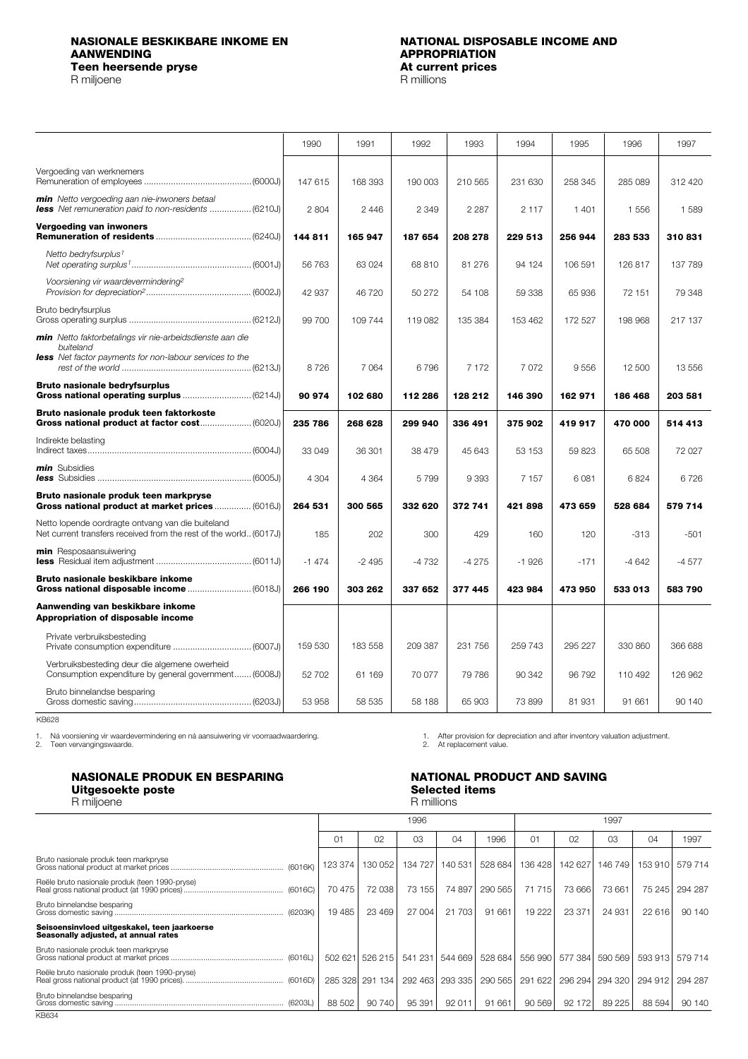## NASIONALE BESKIKBARE INKOME EN AANWENDING
### Teen heersende pryse
R miljoene

## NATIONAL DISPOSABLE INCOME AND APPROPRIATION
### At current prices
R millions

| | 1990 | 1991 | 1992 | 1993 | 1994 | 1995 | 1996 | 1997 |
|---|---|---|---|---|---|---|---|---|
| Vergoeding van werknemers<br>Remuneration of employees (6000J) | 147 615 | 168 393 | 190 003 | 210 565 | 231 630 | 258 345 | 285 089 | 312 420 |
| ***min*** *Netto vergoeding aan nie-inwoners betaal*<br>***less*** *Net remuneration paid to non-residents* (6210J) | 2 804 | 2 446 | 2 349 | 2 287 | 2 117 | 1 401 | 1 556 | 1 589 |
| **Vergoeding van inwoners**<br>**Remuneration of residents** (6240J) | **144 811** | **165 947** | **187 654** | **208 278** | **229 513** | **256 944** | **283 533** | **310 831** |
| *Netto bedryfsurplus*[1]<br>*Net operating surplus*[1] (6001J) | 56 763 | 63 024 | 68 810 | 81 276 | 94 124 | 106 591 | 126 817 | 137 789 |
| *Voorsiening vir waardevermindering*[2]<br>*Provision for depreciation*[2] (6002J) | 42 937 | 46 720 | 50 272 | 54 108 | 59 338 | 65 936 | 72 151 | 79 348 |
| Bruto bedryfsurplus<br>Gross operating surplus (6212J) | 99 700 | 109 744 | 119 082 | 135 384 | 153 462 | 172 527 | 198 968 | 217 137 |
| ***min*** *Netto faktorbetalings vir nie-arbeidsdienste aan die buiteland*<br>***less*** *Net factor payments for non-labour services to the rest of the world* (6213J) | 8 726 | 7 064 | 6 796 | 7 172 | 7 072 | 9 556 | 12 500 | 13 556 |
| **Bruto nasionale bedryfsurplus**<br>**Gross national operating surplus** (6214J) | **90 974** | **102 680** | **112 286** | **128 212** | **146 390** | **162 971** | **186 468** | **203 581** |
| **Bruto nasionale produk teen faktorkoste**<br>**Gross national product at factor cost** (6020J) | **235 786** | **268 628** | **299 940** | **336 491** | **375 902** | **419 917** | **470 000** | **514 413** |
| Indirekte belasting<br>Indirect taxes (6004J) | 33 049 | 36 301 | 38 479 | 45 643 | 53 153 | 59 823 | 65 508 | 72 027 |
| ***min*** Subsidies<br>***less*** Subsidies (6005J) | 4 304 | 4 364 | 5 799 | 9 393 | 7 157 | 6 081 | 6 824 | 6 726 |
| **Bruto nasionale produk teen markpryse**<br>**Gross national product at market prices** (6016J) | **264 531** | **300 565** | **332 620** | **372 741** | **421 898** | **473 659** | **528 684** | **579 714** |
| Netto lopende oordragte ontvang van die buiteland<br>Net current transfers received from the rest of the world (6017J) | 185 | 202 | 300 | 429 | 160 | 120 | -313 | -501 |
| **min** Resposaansuiwering<br>**less** Residual item adjustment (6011J) | -1 474 | -2 495 | -4 732 | -4 275 | -1 926 | -171 | -4 642 | -4 577 |
| **Bruto nasionale beskikbare inkome**<br>**Gross national disposable income** (6018J) | **266 190** | **303 262** | **337 652** | **377 445** | **423 984** | **473 950** | **533 013** | **583 790** |
| **Aanwending van beskikbare inkome**<br>**Appropriation of disposable income** | | | | | | | | |
| Private verbruiksbesteding<br>Private consumption expenditure (6007J) | 159 530 | 183 558 | 209 387 | 231 756 | 259 743 | 295 227 | 330 860 | 366 688 |
| Verbruiksbesteding deur die algemene owerheid<br>Consumption expenditure by general government (6008J) | 52 702 | 61 169 | 70 077 | 79 786 | 90 342 | 96 792 | 110 492 | 126 962 |
| Bruto binnelandse besparing<br>Gross domestic saving (6203J) | 53 958 | 58 535 | 58 188 | 65 903 | 73 899 | 81 931 | 91 661 | 90 140 |

KB628

1. Ná voorsiening vir waardevermindering en ná aansuiwering vir voorraadwaardering.
2. Teen vervangingswaarde.

1. After provision for depreciation and after inventory valuation adjustment.
2. At replacement value.

## NASIONALE PRODUK EN BESPARING
### Uitgesoekte poste
R miljoene

## NATIONAL PRODUCT AND SAVING
### Selected items
R millions

| | 1996 | | | | | 1997 | | | | |
|---|---|---|---|---|---|---|---|---|---|---|
| | 01 | 02 | 03 | 04 | 1996 | 01 | 02 | 03 | 04 | 1997 |
| Bruto nasionale produk teen markpryse<br>Gross national product at market prices (6016K) | 123 374 | 130 052 | 134 727 | 140 531 | 528 684 | 136 428 | 142 627 | 146 749 | 153 910 | 579 714 |
| Reële bruto nasionale produk (teen 1990-pryse)<br>Real gross national product (at 1990 prices) (6016C) | 70 475 | 72 038 | 73 155 | 74 897 | 290 565 | 71 715 | 73 666 | 73 661 | 75 245 | 294 287 |
| Bruto binnelandse besparing<br>Gross domestic saving (6203K) | 19 485 | 23 469 | 27 004 | 21 703 | 91 661 | 19 222 | 23 371 | 24 931 | 22 616 | 90 140 |
| **Seisoensinvloed uitgeskakel, teen jaarkoerse**<br>**Seasonally adjusted, at annual rates** | | | | | | | | | | |
| Bruto nasionale produk teen markpryse<br>Gross national product at market prices (6016L) | 502 621 | 526 215 | 541 231 | 544 669 | 528 684 | 556 990 | 577 384 | 590 569 | 593 913 | 579 714 |
| Reële bruto nasionale produk (teen 1990-pryse)<br>Real gross national product (at 1990 prices) (6016D) | 285 328 | 291 134 | 292 463 | 293 335 | 290 565 | 291 622 | 296 294 | 294 320 | 294 912 | 294 287 |
| Bruto binnelandse besparing<br>Gross domestic saving (6203L) | 88 502 | 90 740 | 95 391 | 92 011 | 91 661 | 90 569 | 92 172 | 89 225 | 88 594 | 90 140 |

KB634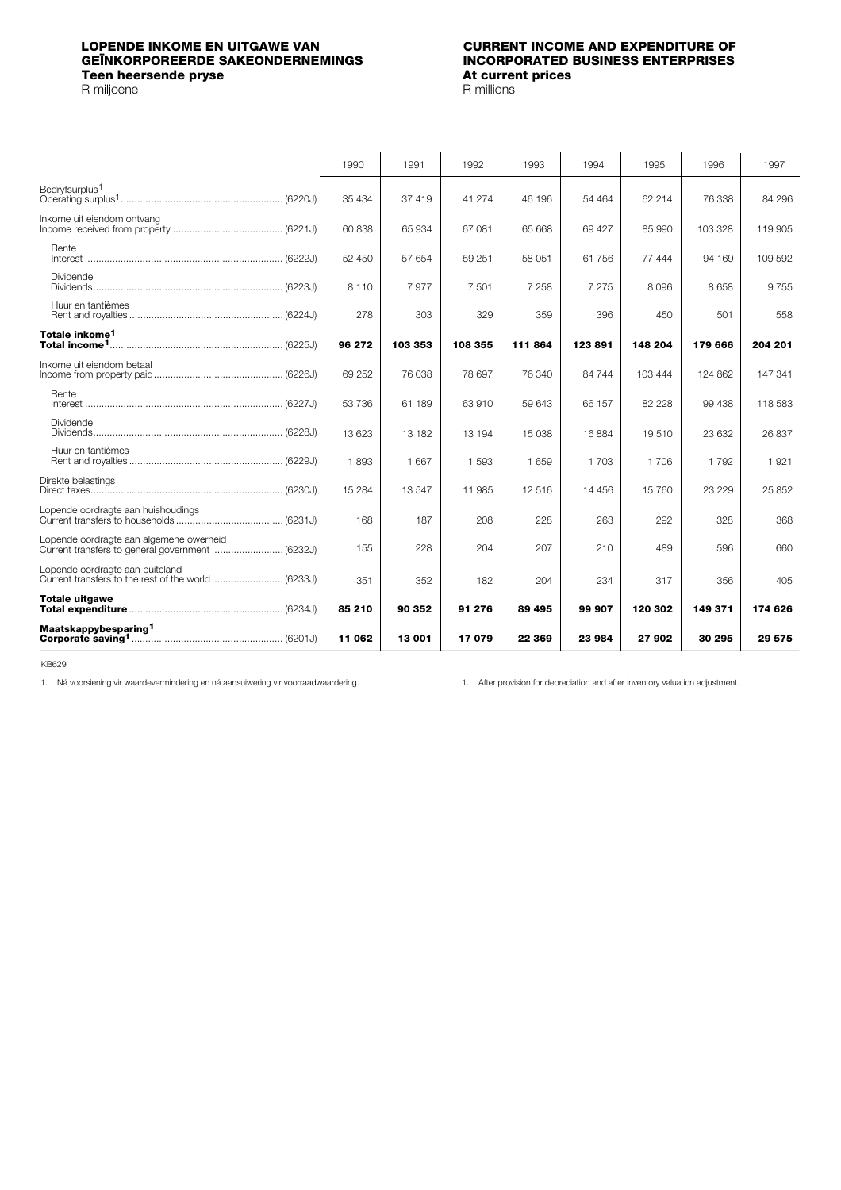## LOPENDE INKOME EN UITGAWE VAN GEÏNKORPOREERDE SAKEONDERNEMINGS
### Teen heersende pryse
R miljoene

## CURRENT INCOME AND EXPENDITURE OF INCORPORATED BUSINESS ENTERPRISES
### At current prices
R millions

| | 1990 | 1991 | 1992 | 1993 | 1994 | 1995 | 1996 | 1997 |
|---|---|---|---|---|---|---|---|---|
| Bedryfsurplus[1]<br>Operating surplus[1] ........ (6220J) | 35 434 | 37 419 | 41 274 | 46 196 | 54 464 | 62 214 | 76 338 | 84 296 |
| Inkome uit eiendom ontvang<br>Income received from property ........ (6221J) | 60 838 | 65 934 | 67 081 | 65 668 | 69 427 | 85 990 | 103 328 | 119 905 |
| Rente<br>Interest ........ (6222J) | 52 450 | 57 654 | 59 251 | 58 051 | 61 756 | 77 444 | 94 169 | 109 592 |
| Dividende<br>Dividends ........ (6223J) | 8 110 | 7 977 | 7 501 | 7 258 | 7 275 | 8 096 | 8 658 | 9 755 |
| Huur en tantièmes<br>Rent and royalties ........ (6224J) | 278 | 303 | 329 | 359 | 396 | 450 | 501 | 558 |
| **Totale inkome[1]<br>Total income[1]** ........ (6225J) | **96 272** | **103 353** | **108 355** | **111 864** | **123 891** | **148 204** | **179 666** | **204 201** |
| Inkome uit eiendom betaal<br>Income from property paid ........ (6226J) | 69 252 | 76 038 | 78 697 | 76 340 | 84 744 | 103 444 | 124 862 | 147 341 |
| Rente<br>Interest ........ (6227J) | 53 736 | 61 189 | 63 910 | 59 643 | 66 157 | 82 228 | 99 438 | 118 583 |
| Dividende<br>Dividends ........ (6228J) | 13 623 | 13 182 | 13 194 | 15 038 | 16 884 | 19 510 | 23 632 | 26 837 |
| Huur en tantièmes<br>Rent and royalties ........ (6229J) | 1 893 | 1 667 | 1 593 | 1 659 | 1 703 | 1 706 | 1 792 | 1 921 |
| Direkte belastings<br>Direct taxes ........ (6230J) | 15 284 | 13 547 | 11 985 | 12 516 | 14 456 | 15 760 | 23 229 | 25 852 |
| Lopende oordragte aan huishoudings<br>Current transfers to households ........ (6231J) | 168 | 187 | 208 | 228 | 263 | 292 | 328 | 368 |
| Lopende oordragte aan algemene owerheid<br>Current transfers to general government ........ (6232J) | 155 | 228 | 204 | 207 | 210 | 489 | 596 | 660 |
| Lopende oordragte aan buiteland<br>Current transfers to the rest of the world ........ (6233J) | 351 | 352 | 182 | 204 | 234 | 317 | 356 | 405 |
| **Totale uitgawe<br>Total expenditure** ........ (6234J) | **85 210** | **90 352** | **91 276** | **89 495** | **99 907** | **120 302** | **149 371** | **174 626** |
| **Maatskappybesparing[1]<br>Corporate saving[1]** ........ (6201J) | **11 062** | **13 001** | **17 079** | **22 369** | **23 984** | **27 902** | **30 295** | **29 575** |

KB629

1. Ná voorsiening vir waardevermindering en ná aansuiwering vir voorraadwaardering.

1. After provision for depreciation and after inventory valuation adjustment.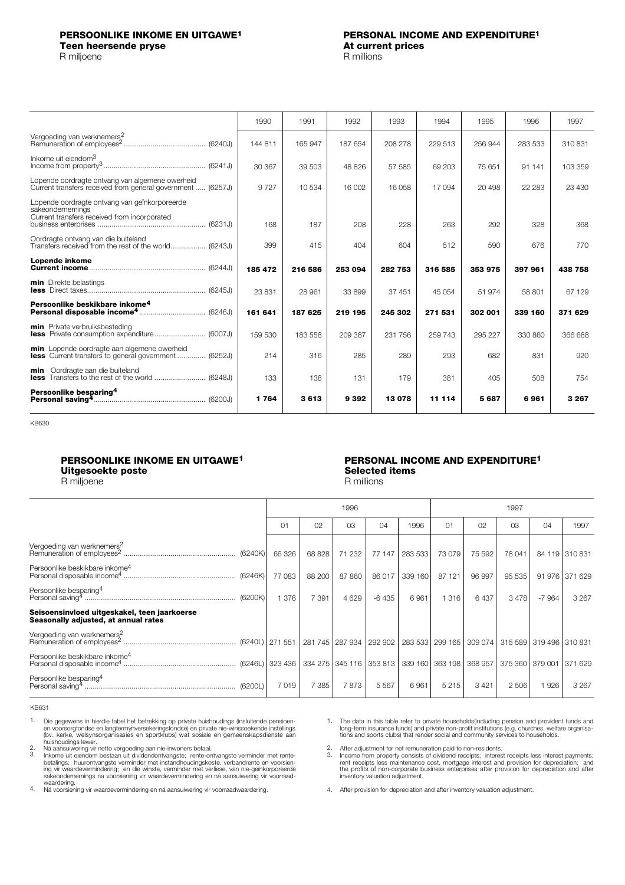## PERSOONLIKE INKOME EN UITGAWE[1]

### Teen heersende pryse

R miljoene

## PERSONAL INCOME AND EXPENDITURE[1]

### At current prices

R millions

| | 1990 | 1991 | 1992 | 1993 | 1994 | 1995 | 1996 | 1997 |
|---|---|---|---|---|---|---|---|---|
| Vergoeding van werknemers[2] Remuneration of employees[2] ........................................ (6240J) | 144 811 | 165 947 | 187 654 | 208 278 | 229 513 | 256 944 | 283 533 | 310 831 |
| Inkome uit eiendom[3] Income from property[3] .................................................. (6241J) | 30 367 | 39 503 | 48 826 | 57 585 | 69 203 | 75 651 | 91 141 | 103 359 |
| Lopende oordragte ontvang van algemene owerheid Current transfers received from general government ..... (6257J) | 9 727 | 10 534 | 16 002 | 16 058 | 17 094 | 20 498 | 22 283 | 23 430 |
| Lopende oordragte ontvang van geïnkorporeerde sakeondernemings Current transfers received from incorporated business enterprises ..................................................... (6231J) | 168 | 187 | 208 | 228 | 263 | 292 | 328 | 368 |
| Oordragte ontvang van die buiteland Transfers received from the rest of the world................. (6243J) | 399 | 415 | 404 | 604 | 512 | 590 | 676 | 770 |
| **Lopende inkome Current income**......................................................... (6244J) | **185 472** | **216 586** | **253 094** | **282 753** | **316 585** | **353 975** | **397 961** | **438 758** |
| **min** Direkte belastings **less** Direct taxes.......................................................... (6245J) | 23 831 | 28 961 | 33 899 | 37 451 | 45 054 | 51 974 | 58 801 | 67 129 |
| **Persoonlike beskikbare inkome[4] Personal disposable income[4]** ................................ (6246J) | **161 641** | **187 625** | **219 195** | **245 302** | **271 531** | **302 001** | **339 160** | **371 629** |
| **min** Private verbruiksbesteding **less** Private consumption expenditure ......................... (6007J) | 159 530 | 183 558 | 209 387 | 231 756 | 259 743 | 295 227 | 330 860 | 366 688 |
| **min** Lopende oordragte aan algemene owerheid **less** Current transfers to general government .............. (6252J) | 214 | 316 | 285 | 289 | 293 | 682 | 831 | 920 |
| **min** Oordragte aan die buiteland **less** Transfers to the rest of the world ......................... (6248J) | 133 | 138 | 131 | 179 | 381 | 405 | 508 | 754 |
| **Persoonlike besparing[4] Personal saving[4]**...................................................... (6200J) | **1 764** | **3 613** | **9 392** | **13 078** | **11 114** | **5 687** | **6 961** | **3 267** |

KB630

## PERSOONLIKE INKOME EN UITGAWE[1]

### Uitgesoekte poste

R miljoene

## PERSONAL INCOME AND EXPENDITURE[1]

### Selected items

R millions

| | 1996 | | | | | 1997 | | | | |
|---|---|---|---|---|---|---|---|---|---|---|
| | 01 | 02 | 03 | 04 | 1996 | 01 | 02 | 03 | 04 | 1997 |
| Vergoeding van werknemers[2] Remuneration of employees[2] ........................................ (6240K) | 66 326 | 68 828 | 71 232 | 77 147 | 283 533 | 73 079 | 75 592 | 78 041 | 84 119 | 310 831 |
| Persoonlike beskikbare inkome[4] Personal disposable income[4] ........................................ (6246K) | 77 083 | 88 200 | 87 860 | 86 017 | 339 160 | 87 121 | 96 997 | 95 535 | 91 976 | 371 629 |
| Persoonlike besparing[4] Personal saving[4] ........................................ (6200K) | 1 376 | 7 391 | 4 629 | -6 435 | 6 961 | 1 316 | 6 437 | 3 478 | -7 964 | 3 267 |
| **Seisoensinvloed uitgeskakel, teen jaarkoerse Seasonally adjusted, at annual rates** | | | | | | | | | | |
| Vergoeding van werknemers[2] Remuneration of employees[2] ........................................ (6240L) | 271 551 | 281 745 | 287 934 | 292 902 | 283 533 | 299 165 | 309 074 | 315 589 | 319 496 | 310 831 |
| Persoonlike beskikbare inkome[4] Personal disposable income[4] ........................................ (6246L) | 323 436 | 334 275 | 345 116 | 353 813 | 339 160 | 363 198 | 368 957 | 375 360 | 379 001 | 371 629 |
| Persoonlike besparing[4] Personal saving[4] ........................................ (6200L) | 7 019 | 7 385 | 7 873 | 5 567 | 6 961 | 5 215 | 3 421 | 2 506 | 1 926 | 3 267 |

KB631

1. Die gegewens in hierdie tabel het betrekking op private huishoudings (insluitende pensioen- en voorsorgfondse en langtermynversekeringsfondse) en private nie-winssoekende instellings (bv. kerke, welsynsorganisasies en sportklubs) wat sosiale en gemeenskapsdienste aan huishoudings lewer.
2. Ná aansuiwering vir netto vergoeding aan nie-inwoners betaal.
3. Inkome uit eiendom bestaan uit dividendontvangste; rente-ontvangste verminder met rentebetalings; huurontvangste verminder met instandhoudingskoste, verbandrente en voorsiening vir waardevermindering; en die winste, verminder met verliese, van nie-geïnkorporeerde sakeondernemings na voorsiening vir waardevermindering en ná aansuiwering vir voorraadwaardering.
4. Ná voorsiening vir waardevermindering en ná aansuiwering vir voorraadwaardering.

1. The data in this table refer to private households(including pension and provident funds and long-term insurance funds) and private non-profit institutions (e.g. churches, welfare organisations and sports clubs) that render social and community services to households.
2. After adjustment for net remuneration paid to non-residents.
3. Income from property consists of dividend receipts; interest receipts less interest payments; rent receipts less maintenance cost, mortgage interest and provision for depreciation; and the profits of non-corporate business enterprises after provision for depreciation and after inventory valuation adjustment.
4. After provision for depreciation and after inventory valuation adjustment.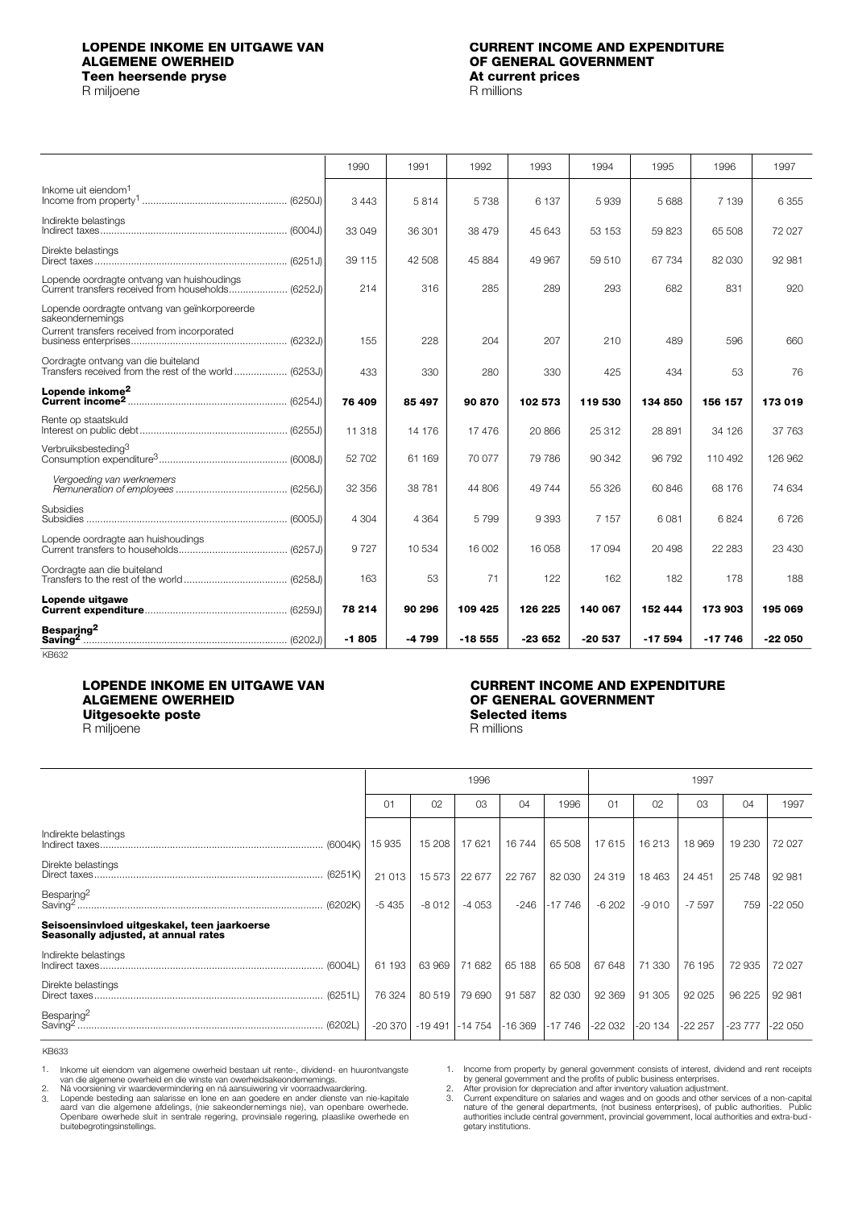**LOPENDE INKOME EN UITGAWE VAN ALGEMENE OWERHEID**
**Teen heersende pryse**
R miljoene

**CURRENT INCOME AND EXPENDITURE OF GENERAL GOVERNMENT**
**At current prices**
R millions

| | 1990 | 1991 | 1992 | 1993 | 1994 | 1995 | 1996 | 1997 |
|---|---|---|---|---|---|---|---|---|
| Inkome uit eiendom[1]<br>Income from property[1] .......... (6250J) | 3 443 | 5 814 | 5 738 | 6 137 | 5 939 | 5 688 | 7 139 | 6 355 |
| Indirekte belastings<br>Indirect taxes .......... (6004J) | 33 049 | 36 301 | 38 479 | 45 643 | 53 153 | 59 823 | 65 508 | 72 027 |
| Direkte belastings<br>Direct taxes .......... (6251J) | 39 115 | 42 508 | 45 884 | 49 967 | 59 510 | 67 734 | 82 030 | 92 981 |
| Lopende oordragte ontvang van huishoudings<br>Current transfers received from households .......... (6252J) | 214 | 316 | 285 | 289 | 293 | 682 | 831 | 920 |
| Lopende oordragte ontvang van geïnkorporeerde sakeondernemings<br>Current transfers received from incorporated business enterprises .......... (6232J) | 155 | 228 | 204 | 207 | 210 | 489 | 596 | 660 |
| Oordragte ontvang van die buiteland<br>Transfers received from the rest of the world .......... (6253J) | 433 | 330 | 280 | 330 | 425 | 434 | 53 | 76 |
| **Lopende inkome[2]**<br>**Current income[2]** .......... (6254J) | **76 409** | **85 497** | **90 870** | **102 573** | **119 530** | **134 850** | **156 157** | **173 019** |
| Rente op staatskuld<br>Interest on public debt .......... (6255J) | 11 318 | 14 176 | 17 476 | 20 866 | 25 312 | 28 891 | 34 126 | 37 763 |
| Verbruiksbesteding[3]<br>Consumption expenditure[3] .......... (6008J) | 52 702 | 61 169 | 70 077 | 79 786 | 90 342 | 96 792 | 110 492 | 126 962 |
| *Vergoeding van werknemers*<br>*Remuneration of employees* .......... (6256J) | 32 356 | 38 781 | 44 806 | 49 744 | 55 326 | 60 846 | 68 176 | 74 634 |
| Subsidies<br>Subsidies .......... (6005J) | 4 304 | 4 364 | 5 799 | 9 393 | 7 157 | 6 081 | 6 824 | 6 726 |
| Lopende oordragte aan huishoudings<br>Current transfers to households .......... (6257J) | 9 727 | 10 534 | 16 002 | 16 058 | 17 094 | 20 498 | 22 283 | 23 430 |
| Oordragte aan die buiteland<br>Transfers to the rest of the world .......... (6258J) | 163 | 53 | 71 | 122 | 162 | 182 | 178 | 188 |
| **Lopende uitgawe**<br>**Current expenditure** .......... (6259J) | **78 214** | **90 296** | **109 425** | **126 225** | **140 067** | **152 444** | **173 903** | **195 069** |
| **Besparing[2]**<br>**Saving[2]** .......... (6202J) | **-1 805** | **-4 799** | **-18 555** | **-23 652** | **-20 537** | **-17 594** | **-17 746** | **-22 050** |

KB632

**LOPENDE INKOME EN UITGAWE VAN ALGEMENE OWERHEID**
**Uitgesoekte poste**
R miljoene

**CURRENT INCOME AND EXPENDITURE OF GENERAL GOVERNMENT**
**Selected items**
R millions

| | 1996 | | | | | 1997 | | | | |
|---|---|---|---|---|---|---|---|---|---|---|
| | 01 | 02 | 03 | 04 | 1996 | 01 | 02 | 03 | 04 | 1997 |
| Indirekte belastings<br>Indirect taxes .......... (6004K) | 15 935 | 15 208 | 17 621 | 16 744 | 65 508 | 17 615 | 16 213 | 18 969 | 19 230 | 72 027 |
| Direkte belastings<br>Direct taxes .......... (6251K) | 21 013 | 15 573 | 22 677 | 22 767 | 82 030 | 24 319 | 18 463 | 24 451 | 25 748 | 92 981 |
| Besparing[2]<br>Saving[2] .......... (6202K) | -5 435 | -8 012 | -4 053 | -246 | -17 746 | -6 202 | -9 010 | -7 597 | 759 | -22 050 |
| **Seisoensinvloed uitgeskakel, teen jaarkoerse**<br>**Seasonally adjusted, at annual rates** | | | | | | | | | | |
| Indirekte belastings<br>Indirect taxes .......... (6004L) | 61 193 | 63 969 | 71 682 | 65 188 | 65 508 | 67 648 | 71 330 | 76 195 | 72 935 | 72 027 |
| Direkte belastings<br>Direct taxes .......... (6251L) | 76 324 | 80 519 | 79 690 | 91 587 | 82 030 | 92 369 | 91 305 | 92 025 | 96 225 | 92 981 |
| Besparing[2]<br>Saving[2] .......... (6202L) | -20 370 | -19 491 | -14 754 | -16 369 | -17 746 | -22 032 | -20 134 | -22 257 | -23 777 | -22 050 |

KB633

1. Inkome uit eiendom van algemene owerheid bestaan uit rente-, dividend- en huurontvangste van die algemene owerheid en die winste van owerheidsakeondernemings.
2. Ná voorsiening vir waardevermindering en ná aansuiwering vir voorraadwaardering.
3. Lopende besteding aan salarisse en lone en aan goedere en ander dienste van nie-kapitale aard van die algemene afdelings, (nie sakeondernemings nie), van openbare owerhede. Openbare owerhede sluit in sentrale regering, provinsiale regering, plaaslike owerhede en buitebegrotingsinstellings.

1. Income from property by general government consists of interest, dividend and rent receipts by general government and the profits of public business enterprises.
2. After provision for depreciation and after inventory valuation adjustment.
3. Current expenditure on salaries and wages and on goods and other services of a non-capital nature of the general departments, (not business enterprises), of public authorities. Public authorities include central government, provincial government, local authorities and extra-budgetary institutions.